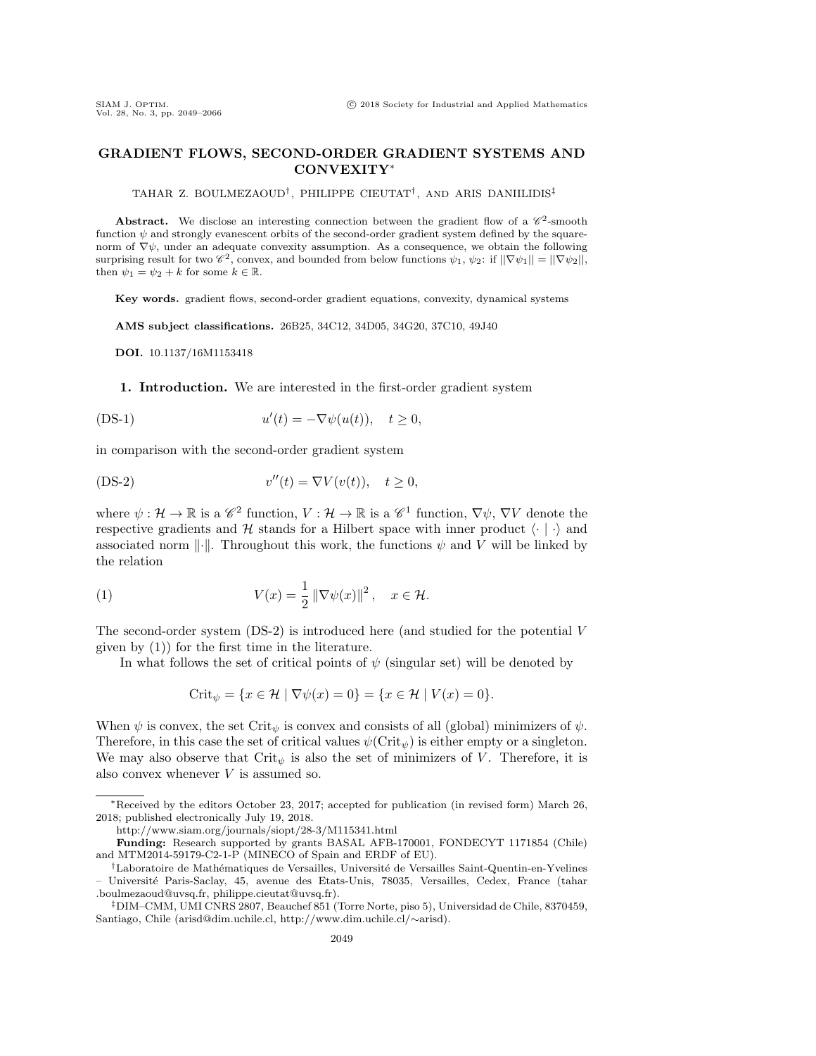# GRADIENT FLOWS, SECOND-ORDER GRADIENT SYSTEMS AND CONVEXITY*

TAHAR Z. BOULMEZAOUD[†], PHILIPPE CIEUTAT[†], AND ARIS DANIILIDIS[‡]

**Abstract.** We disclose an interesting connection between the gradient flow of a $\mathscr{C}^2$-smooth function $\psi$ and strongly evanescent orbits of the second-order gradient system defined by the square-norm of $\nabla\psi$, under an adequate convexity assumption. As a consequence, we obtain the following surprising result for two $\mathscr{C}^2$, convex, and bounded from below functions $\psi_1$, $\psi_2$: if $||\nabla\psi_1|| = ||\nabla\psi_2||$, then $\psi_1 = \psi_2 + k$ for some $k \in \mathbb{R}$.

**Key words.** gradient flows, second-order gradient equations, convexity, dynamical systems

**AMS subject classifications.** 26B25, 34C12, 34D05, 34G20, 37C10, 49J40

**DOI.** 10.1137/16M1153418

## 1. Introduction.

We are interested in the first-order gradient system

$$
\text{(DS-1)} \qquad u'(t) = -\nabla\psi(u(t)), \quad t \geq 0,
$$

in comparison with the second-order gradient system

$$
\text{(DS-2)} \qquad v''(t) = \nabla V(v(t)), \quad t \geq 0,
$$

where $\psi : \mathcal{H} \to \mathbb{R}$ is a $\mathscr{C}^2$ function, $V : \mathcal{H} \to \mathbb{R}$ is a $\mathscr{C}^1$ function, $\nabla\psi$, $\nabla V$ denote the respective gradients and $\mathcal{H}$ stands for a Hilbert space with inner product $\langle \cdot \mid \cdot \rangle$ and associated norm $\|\cdot\|$. Throughout this work, the functions $\psi$ and $V$ will be linked by the relation

$$
V(x) = \frac{1}{2} \|\nabla\psi(x)\|^2, \quad x \in \mathcal{H}. \tag{1}
$$

The second-order system (DS-2) is introduced here (and studied for the potential $V$ given by (1)) for the first time in the literature.

In what follows the set of critical points of $\psi$ (singular set) will be denoted by

$$
\mathrm{Crit}_\psi = \{x \in \mathcal{H} \mid \nabla\psi(x) = 0\} = \{x \in \mathcal{H} \mid V(x) = 0\}.
$$

When $\psi$ is convex, the set $\mathrm{Crit}_\psi$ is convex and consists of all (global) minimizers of $\psi$. Therefore, in this case the set of critical values $\psi(\mathrm{Crit}_\psi)$ is either empty or a singleton. We may also observe that $\mathrm{Crit}_\psi$ is also the set of minimizers of $V$. Therefore, it is also convex whenever $V$ is assumed so.

---

*Received by the editors October 23, 2017; accepted for publication (in revised form) March 26, 2018; published electronically July 19, 2018.

http://www.siam.org/journals/siopt/28-3/M115341.html

**Funding:** Research supported by grants BASAL AFB-170001, FONDECYT 1171854 (Chile) and MTM2014-59179-C2-1-P (MINECO of Spain and ERDF of EU).

[†]Laboratoire de Mathématiques de Versailles, Université de Versailles Saint-Quentin-en-Yvelines – Université Paris-Saclay, 45, avenue des Etats-Unis, 78035, Versailles, Cedex, France (tahar.boulmezaoud@uvsq.fr, philippe.cieutat@uvsq.fr).

[‡]DIM–CMM, UMI CNRS 2807, Beauchef 851 (Torre Norte, piso 5), Universidad de Chile, 8370459, Santiago, Chile (arisd@dim.uchile.cl, http://www.dim.uchile.cl/∼arisd).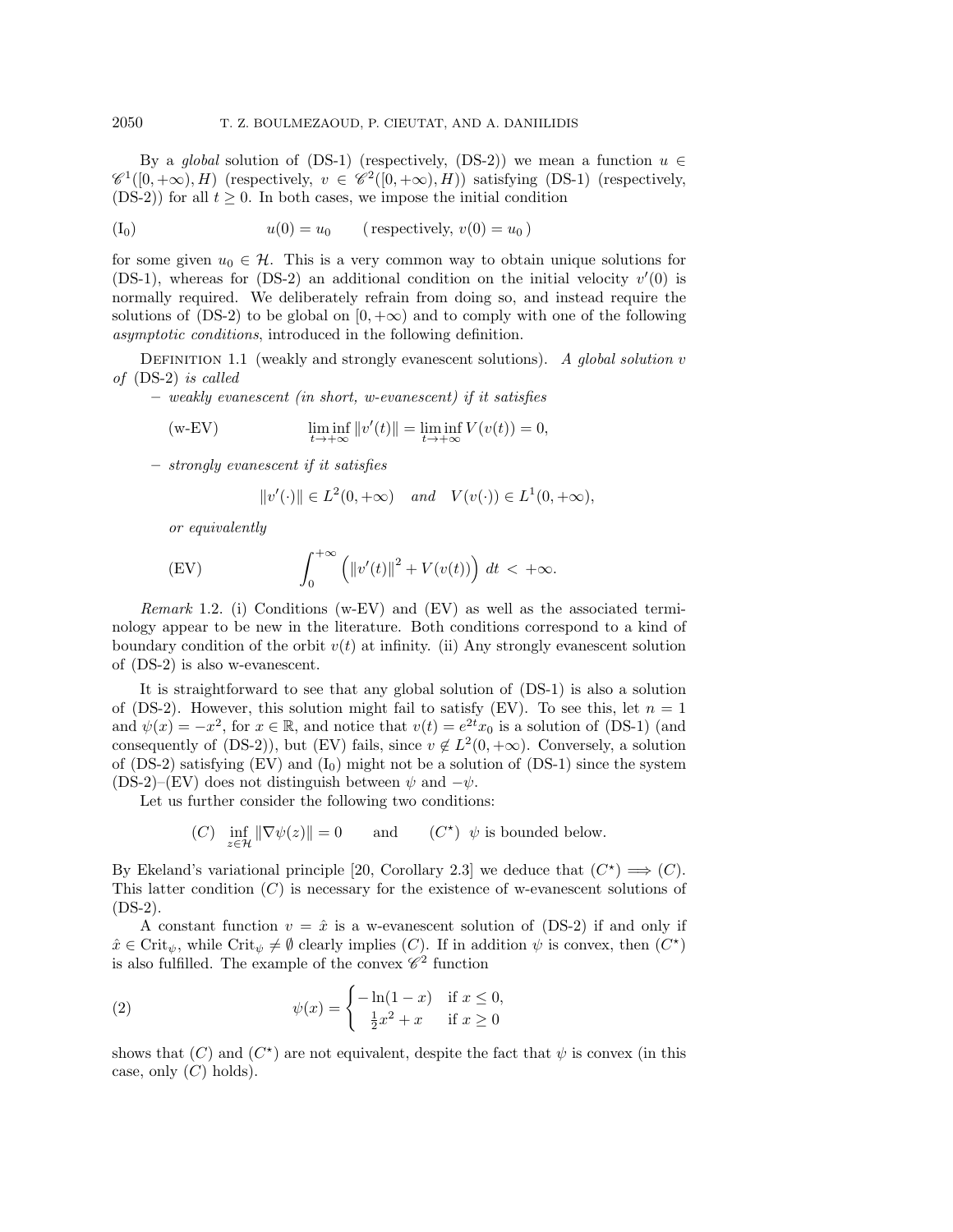By a *global* solution of (DS-1) (respectively, (DS-2)) we mean a function $u \in \mathscr{C}^1([0,+\infty), H)$ (respectively, $v \in \mathscr{C}^2([0,+\infty), H)$) satisfying (DS-1) (respectively, (DS-2)) for all $t \geq 0$. In both cases, we impose the initial condition

$$\text{(I}_0\text{)} \qquad u(0) = u_0 \qquad (\text{ respectively, } v(0) = u_0 \,)$$

for some given $u_0 \in \mathcal{H}$. This is a very common way to obtain unique solutions for (DS-1), whereas for (DS-2) an additional condition on the initial velocity $v'(0)$ is normally required. We deliberately refrain from doing so, and instead require the solutions of (DS-2) to be global on $[0, +\infty)$ and to comply with one of the following *asymptotic conditions*, introduced in the following definition.

Definition 1.1 (weakly and strongly evanescent solutions). *A global solution $v$ of* (DS-2) *is called*

– *weakly evanescent (in short, w-evanescent) if it satisfies*

$$\text{(w-EV)} \qquad \liminf_{t \to +\infty} \|v'(t)\| = \liminf_{t \to +\infty} V(v(t)) = 0,$$

– *strongly evanescent if it satisfies*

$$\|v'(\cdot)\| \in L^2(0,+\infty) \quad \textit{and} \quad V(v(\cdot)) \in L^1(0,+\infty),$$

*or equivalently*

$$\text{(EV)} \qquad \int_0^{+\infty} \left( \|v'(t)\|^2 + V(v(t)) \right) \, dt \, < \, +\infty.$$

*Remark* 1.2. (i) Conditions (w-EV) and (EV) as well as the associated terminology appear to be new in the literature. Both conditions correspond to a kind of boundary condition of the orbit $v(t)$ at infinity. (ii) Any strongly evanescent solution of (DS-2) is also w-evanescent.

It is straightforward to see that any global solution of (DS-1) is also a solution of (DS-2). However, this solution might fail to satisfy (EV). To see this, let $n = 1$ and $\psi(x) = -x^2$, for $x \in \mathbb{R}$, and notice that $v(t) = e^{2t} x_0$ is a solution of (DS-1) (and consequently of (DS-2)), but (EV) fails, since $v \notin L^2(0, +\infty)$. Conversely, a solution of (DS-2) satisfying (EV) and (I$_0$) might not be a solution of (DS-1) since the system (DS-2)–(EV) does not distinguish between $\psi$ and $-\psi$.

Let us further consider the following two conditions:

$$(C) \;\; \inf_{z \in \mathcal{H}} \|\nabla \psi(z)\| = 0 \qquad \text{and} \qquad (C^{\star}) \;\; \psi \text{ is bounded below.}$$

By Ekeland's variational principle [20, Corollary 2.3] we deduce that $(C^{\star}) \implies (C)$. This latter condition $(C)$ is necessary for the existence of w-evanescent solutions of (DS-2).

A constant function $v = \hat{x}$ is a w-evanescent solution of (DS-2) if and only if $\hat{x} \in \operatorname{Crit}_{\psi}$, while $\operatorname{Crit}_{\psi} \neq \emptyset$ clearly implies $(C)$. If in addition $\psi$ is convex, then $(C^{\star})$ is also fulfilled. The example of the convex $\mathscr{C}^2$ function

$$(2) \qquad \psi(x) = \begin{cases} -\ln(1-x) & \text{if } x \leq 0, \\ \frac{1}{2}x^2 + x & \text{if } x \geq 0 \end{cases}$$

shows that $(C)$ and $(C^{\star})$ are not equivalent, despite the fact that $\psi$ is convex (in this case, only $(C)$ holds).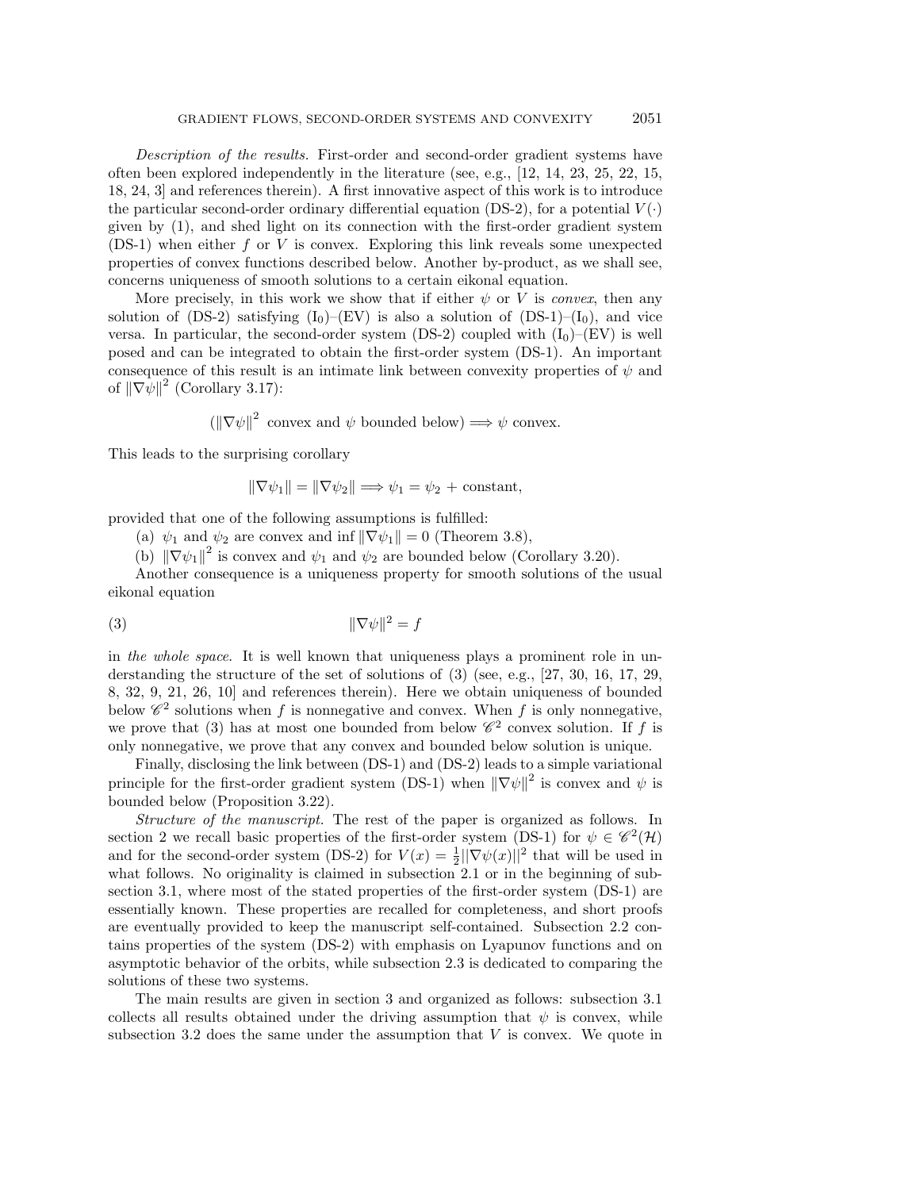*Description of the results.* First-order and second-order gradient systems have often been explored independently in the literature (see, e.g., [12, 14, 23, 25, 22, 15, 18, 24, 3] and references therein). A first innovative aspect of this work is to introduce the particular second-order ordinary differential equation (DS-2), for a potential $V(\cdot)$ given by (1), and shed light on its connection with the first-order gradient system (DS-1) when either $f$ or $V$ is convex. Exploring this link reveals some unexpected properties of convex functions described below. Another by-product, as we shall see, concerns uniqueness of smooth solutions to a certain eikonal equation.

More precisely, in this work we show that if either $\psi$ or $V$ is *convex*, then any solution of (DS-2) satisfying ($\mathrm{I}_0$)–(EV) is also a solution of (DS-1)–($\mathrm{I}_0$), and vice versa. In particular, the second-order system (DS-2) coupled with ($\mathrm{I}_0$)–(EV) is well posed and can be integrated to obtain the first-order system (DS-1). An important consequence of this result is an intimate link between convexity properties of $\psi$ and of $\|\nabla\psi\|^2$ (Corollary 3.17):

$$(\|\nabla\psi\|^2 \text{ convex and } \psi \text{ bounded below}) \Longrightarrow \psi \text{ convex.}$$

This leads to the surprising corollary

$$\|\nabla\psi_1\| = \|\nabla\psi_2\| \Longrightarrow \psi_1 = \psi_2 + \text{constant},$$

provided that one of the following assumptions is fulfilled:

(a) $\psi_1$ and $\psi_2$ are convex and $\inf \|\nabla\psi_1\| = 0$ (Theorem 3.8),

(b) $\|\nabla\psi_1\|^2$ is convex and $\psi_1$ and $\psi_2$ are bounded below (Corollary 3.20).

Another consequence is a uniqueness property for smooth solutions of the usual eikonal equation

$$\|\nabla\psi\|^2 = f \tag{3}$$

in *the whole space*. It is well known that uniqueness plays a prominent role in understanding the structure of the set of solutions of (3) (see, e.g., [27, 30, 16, 17, 29, 8, 32, 9, 21, 26, 10] and references therein). Here we obtain uniqueness of bounded below $\mathscr{C}^2$ solutions when $f$ is nonnegative and convex. When $f$ is only nonnegative, we prove that (3) has at most one bounded from below $\mathscr{C}^2$ convex solution. If $f$ is only nonnegative, we prove that any convex and bounded below solution is unique.

Finally, disclosing the link between (DS-1) and (DS-2) leads to a simple variational principle for the first-order gradient system (DS-1) when $\|\nabla\psi\|^2$ is convex and $\psi$ is bounded below (Proposition 3.22).

*Structure of the manuscript.* The rest of the paper is organized as follows. In section 2 we recall basic properties of the first-order system (DS-1) for $\psi \in \mathscr{C}^2(\mathcal{H})$ and for the second-order system (DS-2) for $V(x) = \frac{1}{2}||\nabla\psi(x)||^2$ that will be used in what follows. No originality is claimed in subsection 2.1 or in the beginning of subsection 3.1, where most of the stated properties of the first-order system (DS-1) are essentially known. These properties are recalled for completeness, and short proofs are eventually provided to keep the manuscript self-contained. Subsection 2.2 contains properties of the system (DS-2) with emphasis on Lyapunov functions and on asymptotic behavior of the orbits, while subsection 2.3 is dedicated to comparing the solutions of these two systems.

The main results are given in section 3 and organized as follows: subsection 3.1 collects all results obtained under the driving assumption that $\psi$ is convex, while subsection 3.2 does the same under the assumption that $V$ is convex. We quote in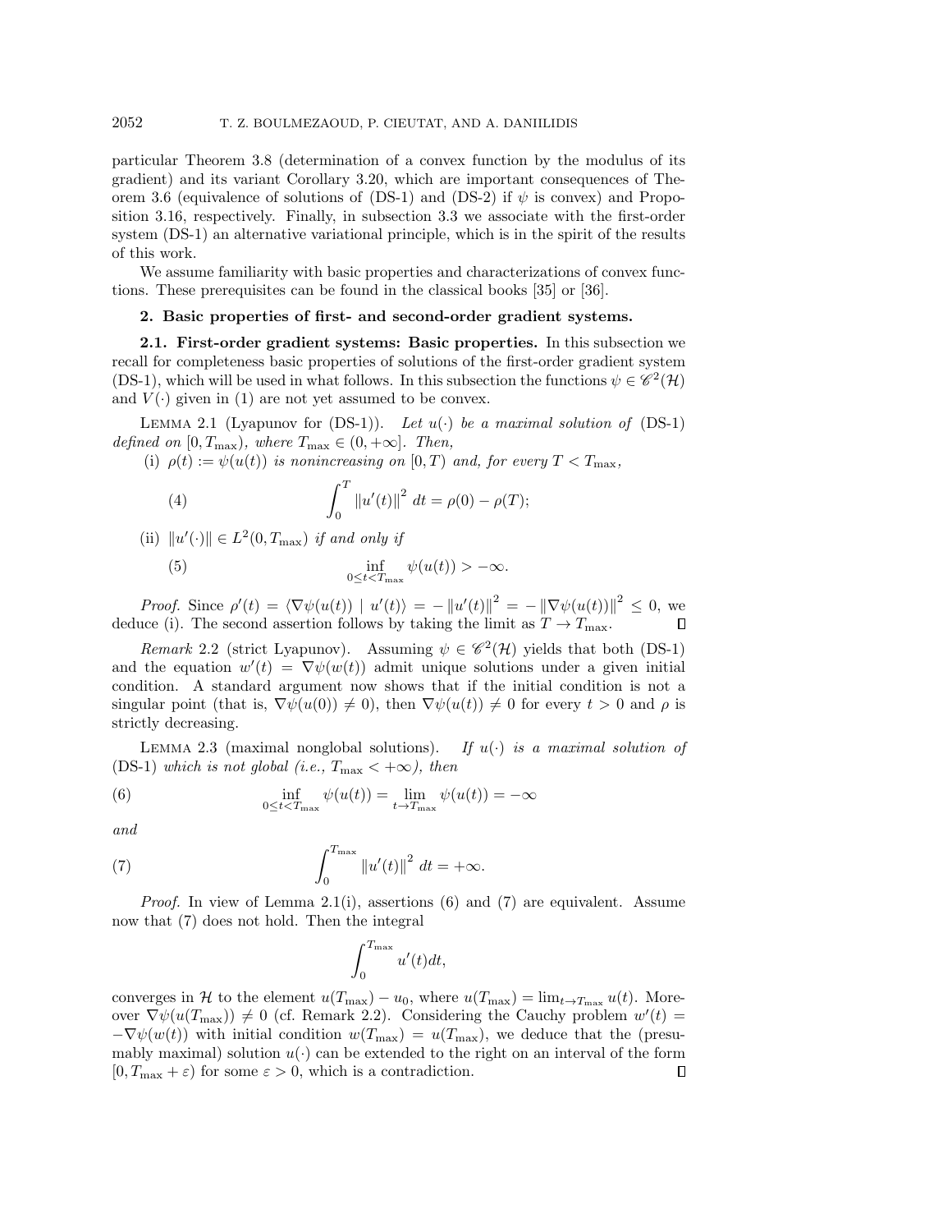particular Theorem 3.8 (determination of a convex function by the modulus of its gradient) and its variant Corollary 3.20, which are important consequences of Theorem 3.6 (equivalence of solutions of (DS-1) and (DS-2) if $\psi$ is convex) and Proposition 3.16, respectively. Finally, in subsection 3.3 we associate with the first-order system (DS-1) an alternative variational principle, which is in the spirit of the results of this work.

We assume familiarity with basic properties and characterizations of convex functions. These prerequisites can be found in the classical books [35] or [36].

## 2. Basic properties of first- and second-order gradient systems.

### 2.1. First-order gradient systems: Basic properties.

In this subsection we recall for completeness basic properties of solutions of the first-order gradient system (DS-1), which will be used in what follows. In this subsection the functions $\psi \in \mathscr{C}^2(\mathcal{H})$ and $V(\cdot)$ given in (1) are not yet assumed to be convex.

Lemma 2.1 (Lyapunov for (DS-1)). *Let $u(\cdot)$ be a maximal solution of (DS-1) defined on $[0, T_{\max})$, where $T_{\max} \in (0, +\infty]$. Then,*

(i) *$\rho(t) := \psi(u(t))$ is nonincreasing on $[0, T)$ and, for every $T < T_{\max}$,*

$$\int_0^T \|u'(t)\|^2 \, dt = \rho(0) - \rho(T); \tag{4}$$

(ii) *$\|u'(\cdot)\| \in L^2(0, T_{\max})$ if and only if*

$$\inf_{0 \le t < T_{\max}} \psi(u(t)) > -\infty. \tag{5}$$

*Proof.* Since $\rho'(t) = \langle \nabla\psi(u(t)) \mid u'(t)\rangle = -\|u'(t)\|^2 = -\|\nabla\psi(u(t))\|^2 \le 0$, we deduce (i). The second assertion follows by taking the limit as $T \to T_{\max}$. $\square$

*Remark* 2.2 (strict Lyapunov). Assuming $\psi \in \mathscr{C}^2(\mathcal{H})$ yields that both (DS-1) and the equation $w'(t) = \nabla\psi(w(t))$ admit unique solutions under a given initial condition. A standard argument now shows that if the initial condition is not a singular point (that is, $\nabla\psi(u(0)) \neq 0$), then $\nabla\psi(u(t)) \neq 0$ for every $t > 0$ and $\rho$ is strictly decreasing.

Lemma 2.3 (maximal nonglobal solutions). *If $u(\cdot)$ is a maximal solution of (DS-1) which is not global (i.e., $T_{\max} < +\infty$), then*

$$\inf_{0 \le t < T_{\max}} \psi(u(t)) = \lim_{t \to T_{\max}} \psi(u(t)) = -\infty \tag{6}$$

*and*

$$\int_0^{T_{\max}} \|u'(t)\|^2 \, dt = +\infty. \tag{7}$$

*Proof.* In view of Lemma 2.1(i), assertions (6) and (7) are equivalent. Assume now that (7) does not hold. Then the integral

$$\int_0^{T_{\max}} u'(t) dt,$$

converges in $\mathcal{H}$ to the element $u(T_{\max}) - u_0$, where $u(T_{\max}) = \lim_{t \to T_{\max}} u(t)$. Moreover $\nabla\psi(u(T_{\max})) \neq 0$ (cf. Remark 2.2). Considering the Cauchy problem $w'(t) = -\nabla\psi(w(t))$ with initial condition $w(T_{\max}) = u(T_{\max})$, we deduce that the (presumably maximal) solution $u(\cdot)$ can be extended to the right on an interval of the form $[0, T_{\max} + \varepsilon)$ for some $\varepsilon > 0$, which is a contradiction. $\square$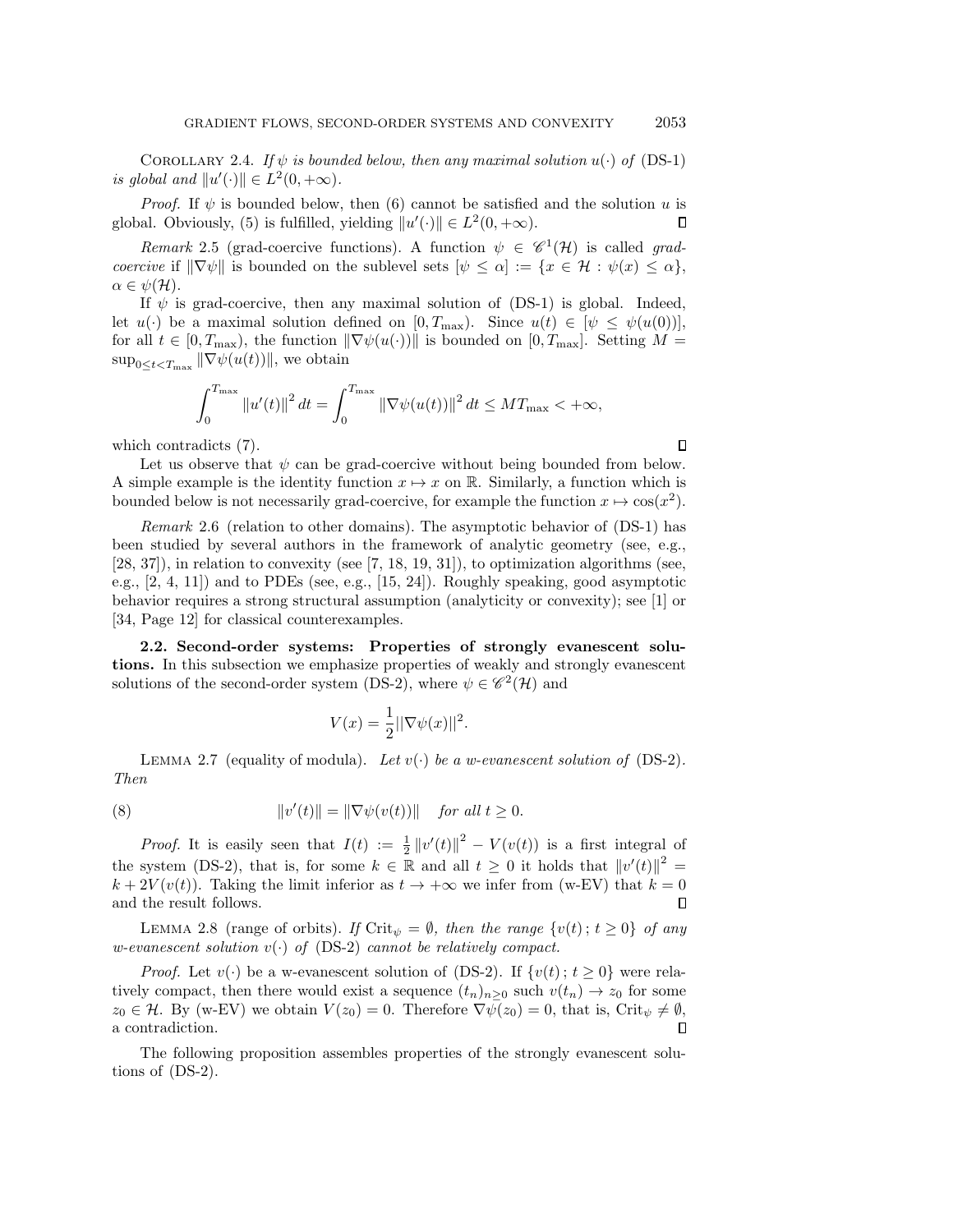COROLLARY 2.4. *If $\psi$ is bounded below, then any maximal solution $u(\cdot)$ of* (DS-1) *is global and $\|u'(\cdot)\| \in L^2(0,+\infty)$.*

*Proof.* If $\psi$ is bounded below, then (6) cannot be satisfied and the solution $u$ is global. Obviously, (5) is fulfilled, yielding $\|u'(\cdot)\| \in L^2(0,+\infty)$. ∎

*Remark* 2.5 (grad-coercive functions). A function $\psi \in \mathscr{C}^1(\mathcal{H})$ is called *grad-coercive* if $\|\nabla\psi\|$ is bounded on the sublevel sets $[\psi \leq \alpha] := \{x \in \mathcal{H} : \psi(x) \leq \alpha\}$, $\alpha \in \psi(\mathcal{H})$.

If $\psi$ is grad-coercive, then any maximal solution of (DS-1) is global. Indeed, let $u(\cdot)$ be a maximal solution defined on $[0, T_{\max})$. Since $u(t) \in [\psi \leq \psi(u(0))]$, for all $t \in [0, T_{\max})$, the function $\|\nabla\psi(u(\cdot))\|$ is bounded on $[0, T_{\max}]$. Setting $M = \sup_{0\leq t<T_{\max}} \|\nabla\psi(u(t))\|$, we obtain

$$\int_0^{T_{\max}} \|u'(t)\|^2 \, dt = \int_0^{T_{\max}} \|\nabla\psi(u(t))\|^2 \, dt \leq MT_{\max} < +\infty,$$

which contradicts (7). ∎

Let us observe that $\psi$ can be grad-coercive without being bounded from below. A simple example is the identity function $x \mapsto x$ on $\mathbb{R}$. Similarly, a function which is bounded below is not necessarily grad-coercive, for example the function $x \mapsto \cos(x^2)$.

*Remark* 2.6 (relation to other domains). The asymptotic behavior of (DS-1) has been studied by several authors in the framework of analytic geometry (see, e.g., [28, 37]), in relation to convexity (see [7, 18, 19, 31]), to optimization algorithms (see, e.g., [2, 4, 11]) and to PDEs (see, e.g., [15, 24]). Roughly speaking, good asymptotic behavior requires a strong structural assumption (analyticity or convexity); see [1] or [34, Page 12] for classical counterexamples.

**2.2. Second-order systems: Properties of strongly evanescent solutions.** In this subsection we emphasize properties of weakly and strongly evanescent solutions of the second-order system (DS-2), where $\psi \in \mathscr{C}^2(\mathcal{H})$ and

$$V(x) = \frac{1}{2}||\nabla\psi(x)||^2.$$

LEMMA 2.7 (equality of modula). *Let $v(\cdot)$ be a w-evanescent solution of* (DS-2). *Then*

$$\|v'(t)\| = \|\nabla\psi(v(t))\| \quad \textit{for all } t \geq 0. \tag{8}$$

*Proof.* It is easily seen that $I(t) := \frac{1}{2}\|v'(t)\|^2 - V(v(t))$ is a first integral of the system (DS-2), that is, for some $k \in \mathbb{R}$ and all $t \geq 0$ it holds that $\|v'(t)\|^2 = k + 2V(v(t))$. Taking the limit inferior as $t \to +\infty$ we infer from (w-EV) that $k = 0$ and the result follows. ∎

LEMMA 2.8 (range of orbits). *If $\mathrm{Crit}_\psi = \emptyset$, then the range $\{v(t)\,;\, t \geq 0\}$ of any w-evanescent solution $v(\cdot)$ of* (DS-2) *cannot be relatively compact.*

*Proof.* Let $v(\cdot)$ be a w-evanescent solution of (DS-2). If $\{v(t)\,;\, t \geq 0\}$ were relatively compact, then there would exist a sequence $(t_n)_{n\geq 0}$ such $v(t_n) \to z_0$ for some $z_0 \in \mathcal{H}$. By (w-EV) we obtain $V(z_0) = 0$. Therefore $\nabla\psi(z_0) = 0$, that is, $\mathrm{Crit}_\psi \neq \emptyset$, a contradiction. ∎

The following proposition assembles properties of the strongly evanescent solutions of (DS-2).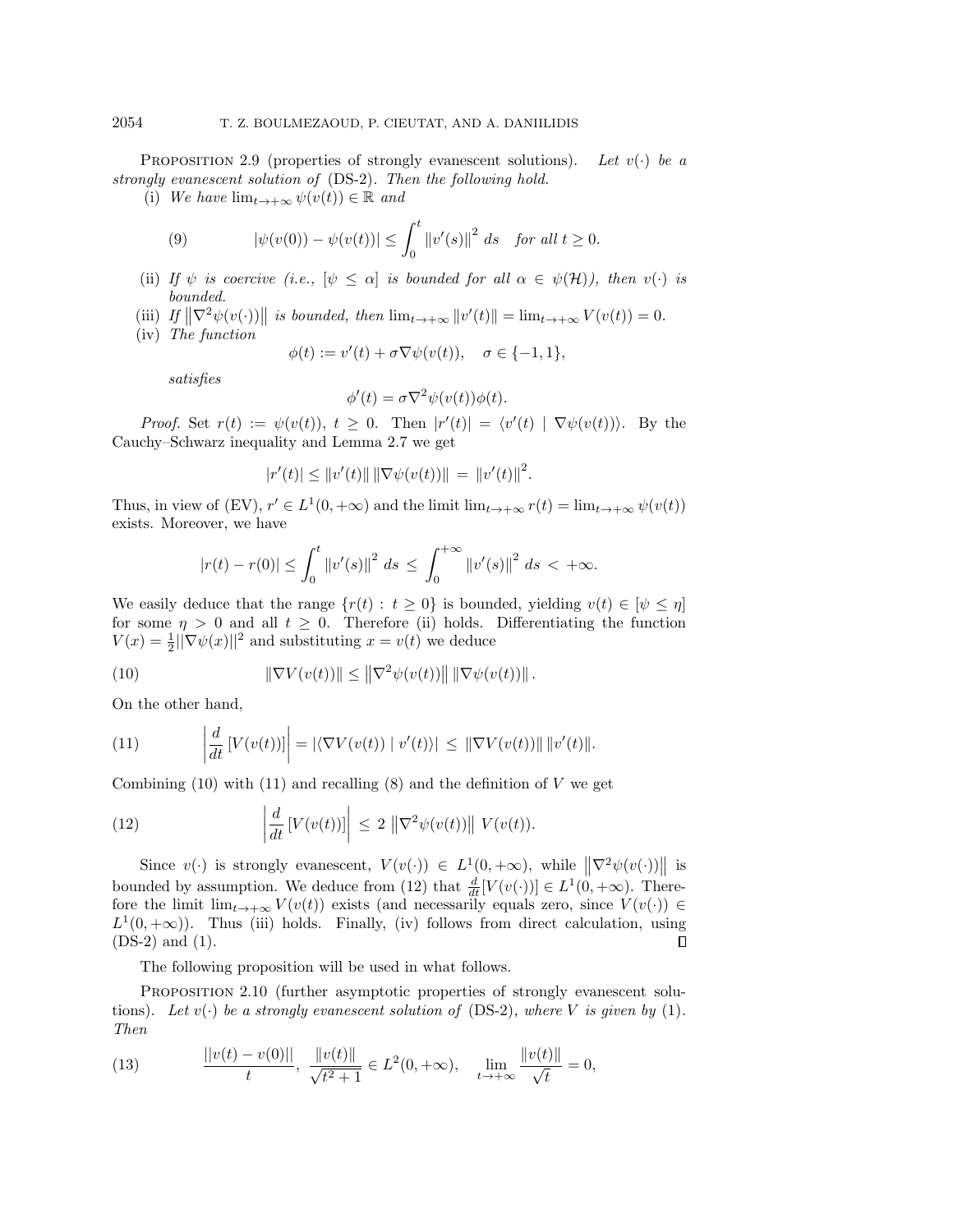PROPOSITION 2.9 (properties of strongly evanescent solutions). *Let $v(\cdot)$ be a strongly evanescent solution of* (DS-2). *Then the following hold.*

(i) *We have $\lim_{t\to+\infty} \psi(v(t)) \in \mathbb{R}$ and*

$$|\psi(v(0)) - \psi(v(t))| \leq \int_0^t \left\|v'(s)\right\|^2 ds \quad \text{for all } t \geq 0. \tag{9}$$

(ii) *If $\psi$ is coercive (i.e., $[\psi \leq \alpha]$ is bounded for all $\alpha \in \psi(\mathcal{H})$), then $v(\cdot)$ is bounded.*

(iii) *If $\left\|\nabla^2\psi(v(\cdot))\right\|$ is bounded, then $\lim_{t\to+\infty} \|v'(t)\| = \lim_{t\to+\infty} V(v(t)) = 0$.*

(iv) *The function*

$$\phi(t) := v'(t) + \sigma\nabla\psi(v(t)), \quad \sigma \in \{-1, 1\},$$

*satisfies*

$$\phi'(t) = \sigma\nabla^2\psi(v(t))\phi(t).$$

*Proof.* Set $r(t) := \psi(v(t))$, $t \geq 0$. Then $|r'(t)| = \langle v'(t) \mid \nabla\psi(v(t))\rangle$. By the Cauchy–Schwarz inequality and Lemma 2.7 we get

$$|r'(t)| \leq \|v'(t)\| \, \|\nabla\psi(v(t))\| \, = \, \|v'(t)\|^2.$$

Thus, in view of (EV), $r' \in L^1(0, +\infty)$ and the limit $\lim_{t\to+\infty} r(t) = \lim_{t\to+\infty} \psi(v(t))$ exists. Moreover, we have

$$|r(t) - r(0)| \leq \int_0^t \left\|v'(s)\right\|^2 ds \, \leq \, \int_0^{+\infty} \left\|v'(s)\right\|^2 ds \, < \, +\infty.$$

We easily deduce that the range $\{r(t) : t \geq 0\}$ is bounded, yielding $v(t) \in [\psi \leq \eta]$ for some $\eta > 0$ and all $t \geq 0$. Therefore (ii) holds. Differentiating the function $V(x) = \frac{1}{2}||\nabla\psi(x)||^2$ and substituting $x = v(t)$ we deduce

$$\|\nabla V(v(t))\| \leq \left\|\nabla^2\psi(v(t))\right\| \|\nabla\psi(v(t))\|. \tag{10}$$

On the other hand,

$$\left|\frac{d}{dt}\left[V(v(t))\right]\right| = |\langle\nabla V(v(t)) \mid v'(t)\rangle| \, \leq \, \|\nabla V(v(t))\| \, \|v'(t)\|. \tag{11}$$

Combining (10) with (11) and recalling (8) and the definition of $V$ we get

$$\left|\frac{d}{dt}\left[V(v(t))\right]\right| \, \leq \, 2 \, \left\|\nabla^2\psi(v(t))\right\| \, V(v(t)). \tag{12}$$

Since $v(\cdot)$ is strongly evanescent, $V(v(\cdot)) \in L^1(0, +\infty)$, while $\left\|\nabla^2\psi(v(\cdot))\right\|$ is bounded by assumption. We deduce from (12) that $\frac{d}{dt}[V(v(\cdot))] \in L^1(0, +\infty)$. Therefore the limit $\lim_{t\to+\infty} V(v(t))$ exists (and necessarily equals zero, since $V(v(\cdot)) \in L^1(0, +\infty)$). Thus (iii) holds. Finally, (iv) follows from direct calculation, using (DS-2) and (1). $\square$

The following proposition will be used in what follows.

PROPOSITION 2.10 (further asymptotic properties of strongly evanescent solutions). *Let $v(\cdot)$ be a strongly evanescent solution of* (DS-2)*, where $V$ is given by* (1)*. Then*

$$\frac{||v(t) - v(0)||}{t}, \; \frac{\|v(t)\|}{\sqrt{t^2+1}} \in L^2(0, +\infty), \quad \lim_{t\to+\infty} \frac{\|v(t)\|}{\sqrt{t}} = 0, \tag{13}$$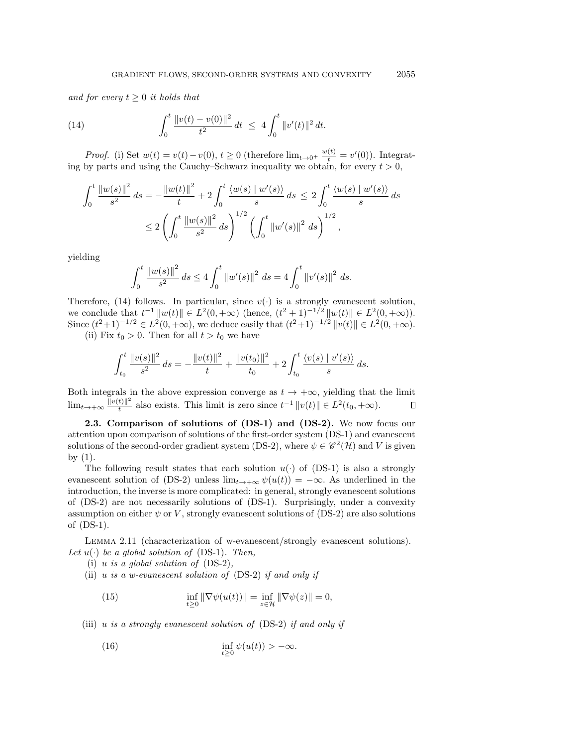*and for every $t \geq 0$ it holds that*

$$\int_0^t \frac{\|v(t) - v(0)\|^2}{t^2}\, dt \;\leq\; 4 \int_0^t \|v'(t)\|^2\, dt. \tag{14}$$

*Proof.* (i) Set $w(t) = v(t) - v(0)$, $t \geq 0$ (therefore $\lim_{t \to 0^+} \frac{w(t)}{t} = v'(0)$). Integrating by parts and using the Cauchy–Schwarz inequality we obtain, for every $t > 0$,

$$\int_0^t \frac{\|w(s)\|^2}{s^2}\, ds = -\frac{\|w(t)\|^2}{t} + 2 \int_0^t \frac{\langle w(s) \mid w'(s) \rangle}{s}\, ds \;\leq\; 2 \int_0^t \frac{\langle w(s) \mid w'(s) \rangle}{s}\, ds$$
$$\leq 2 \left( \int_0^t \frac{\|w(s)\|^2}{s^2}\, ds \right)^{1/2} \left( \int_0^t \|w'(s)\|^2\, ds \right)^{1/2},$$

yielding

$$\int_0^t \frac{\|w(s)\|^2}{s^2}\, ds \leq 4 \int_0^t \|w'(s)\|^2\, ds = 4 \int_0^t \|v'(s)\|^2\, ds.$$

Therefore, (14) follows. In particular, since $v(\cdot)$ is a strongly evanescent solution, we conclude that $t^{-1}\|w(t)\| \in L^2(0, +\infty)$ (hence, $(t^2+1)^{-1/2}\|w(t)\| \in L^2(0, +\infty)$). Since $(t^2+1)^{-1/2} \in L^2(0, +\infty)$, we deduce easily that $(t^2+1)^{-1/2}\|v(t)\| \in L^2(0, +\infty)$.

(ii) Fix $t_0 > 0$. Then for all $t > t_0$ we have

$$\int_{t_0}^t \frac{\|v(s)\|^2}{s^2}\, ds = -\frac{\|v(t)\|^2}{t} + \frac{\|v(t_0)\|^2}{t_0} + 2 \int_{t_0}^t \frac{\langle v(s) \mid v'(s) \rangle}{s}\, ds.$$

Both integrals in the above expression converge as $t \to +\infty$, yielding that the limit $\lim_{t \to +\infty} \frac{\|v(t)\|^2}{t}$ also exists. This limit is zero since $t^{-1}\|v(t)\| \in L^2(t_0, +\infty)$. $\square$

**2.3. Comparison of solutions of (DS-1) and (DS-2).** We now focus our attention upon comparison of solutions of the first-order system (DS-1) and evanescent solutions of the second-order gradient system (DS-2), where $\psi \in \mathscr{C}^2(\mathcal{H})$ and $V$ is given by (1).

The following result states that each solution $u(\cdot)$ of (DS-1) is also a strongly evanescent solution of (DS-2) unless $\lim_{t \to +\infty} \psi(u(t)) = -\infty$. As underlined in the introduction, the inverse is more complicated: in general, strongly evanescent solutions of (DS-2) are not necessarily solutions of (DS-1). Surprisingly, under a convexity assumption on either $\psi$ or $V$, strongly evanescent solutions of (DS-2) are also solutions of (DS-1).

Lemma 2.11 (characterization of w-evanescent/strongly evanescent solutions). *Let $u(\cdot)$ be a global solution of* (DS-1). *Then,*

(i) *$u$ is a global solution of* (DS-2),

(ii) *$u$ is a w-evanescent solution of* (DS-2) *if and only if*

$$\inf_{t \geq 0} \|\nabla \psi(u(t))\| = \inf_{z \in \mathcal{H}} \|\nabla \psi(z)\| = 0, \tag{15}$$

(iii) *$u$ is a strongly evanescent solution of* (DS-2) *if and only if*

$$\inf_{t \geq 0} \psi(u(t)) > -\infty. \tag{16}$$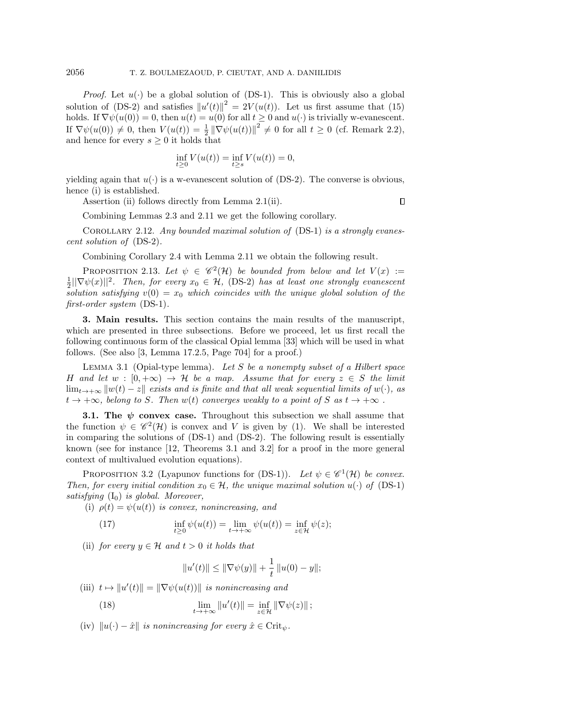*Proof.* Let $u(\cdot)$ be a global solution of (DS-1). This is obviously also a global solution of (DS-2) and satisfies $\|u'(t)\|^2 = 2V(u(t))$. Let us first assume that (15) holds. If $\nabla\psi(u(0)) = 0$, then $u(t) = u(0)$ for all $t \geq 0$ and $u(\cdot)$ is trivially w-evanescent. If $\nabla\psi(u(0)) \neq 0$, then $V(u(t)) = \frac{1}{2}\|\nabla\psi(u(t))\|^2 \neq 0$ for all $t \geq 0$ (cf. Remark 2.2), and hence for every $s \geq 0$ it holds that

$$\inf_{t\geq 0} V(u(t)) = \inf_{t \geq s} V(u(t)) = 0,$$

yielding again that $u(\cdot)$ is a w-evanescent solution of (DS-2). The converse is obvious, hence (i) is established.

Assertion (ii) follows directly from Lemma 2.1(ii). ∎

Combining Lemmas 2.3 and 2.11 we get the following corollary.

Corollary 2.12. *Any bounded maximal solution of* (DS-1) *is a strongly evanescent solution of* (DS-2).

Combining Corollary 2.4 with Lemma 2.11 we obtain the following result.

Proposition 2.13. *Let $\psi \in \mathscr{C}^2(\mathcal{H})$ be bounded from below and let $V(x) := \frac{1}{2}\|\nabla\psi(x)\|^2$. Then, for every $x_0 \in \mathcal{H}$,* (DS-2) *has at least one strongly evanescent solution satisfying $v(0) = x_0$ which coincides with the unique global solution of the first-order system* (DS-1).

## 3. Main results.

This section contains the main results of the manuscript, which are presented in three subsections. Before we proceed, let us first recall the following continuous form of the classical Opial lemma [33] which will be used in what follows. (See also [3, Lemma 17.2.5, Page 704] for a proof.)

Lemma 3.1 (Opial-type lemma). *Let $S$ be a nonempty subset of a Hilbert space $H$ and let $w : [0, +\infty) \to \mathcal{H}$ be a map. Assume that for every $z \in S$ the limit $\lim_{t\to+\infty} \|w(t) - z\|$ exists and is finite and that all weak sequential limits of $w(\cdot)$, as $t \to +\infty$, belong to $S$. Then $w(t)$ converges weakly to a point of $S$ as $t \to +\infty$ .*

### 3.1. The $\psi$ convex case.

Throughout this subsection we shall assume that the function $\psi \in \mathscr{C}^2(\mathcal{H})$ is convex and $V$ is given by (1). We shall be interested in comparing the solutions of (DS-1) and (DS-2). The following result is essentially known (see for instance [12, Theorems 3.1 and 3.2] for a proof in the more general context of multivalued evolution equations).

Proposition 3.2 (Lyapunov functions for (DS-1)). *Let $\psi \in \mathscr{C}^1(\mathcal{H})$ be convex. Then, for every initial condition $x_0 \in \mathcal{H}$, the unique maximal solution $u(\cdot)$ of* (DS-1) *satisfying* ($\text{I}_0$) *is global. Moreover,*

(i) *$\rho(t) = \psi(u(t))$ is convex, nonincreasing, and*

$$\inf_{t\geq 0} \psi(u(t)) = \lim_{t\to+\infty} \psi(u(t)) = \inf_{z\in\mathcal{H}} \psi(z); \tag{17}$$

(ii) *for every $y \in \mathcal{H}$ and $t > 0$ it holds that*

$$\|u'(t)\| \leq \|\nabla\psi(y)\| + \frac{1}{t}\|u(0) - y\|;$$

(iii) *$t \mapsto \|u'(t)\| = \|\nabla\psi(u(t))\|$ is nonincreasing and*

$$\lim_{t\to+\infty} \|u'(t)\| = \inf_{z\in\mathcal{H}} \|\nabla\psi(z)\|; \tag{18}$$

(iv) *$\|u(\cdot) - \hat{x}\|$ is nonincreasing for every $\hat{x} \in \operatorname{Crit}_\psi$.*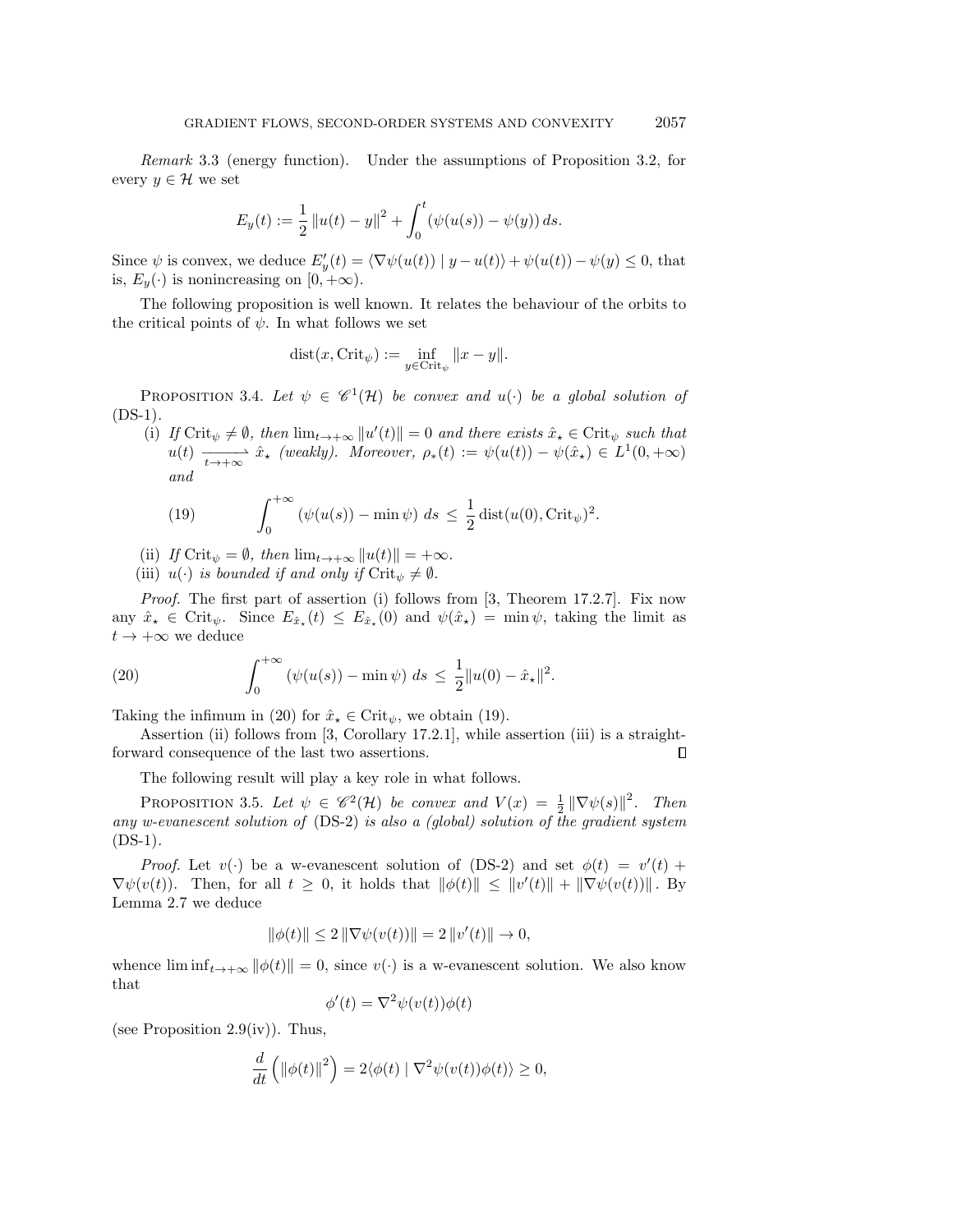*Remark* 3.3 (energy function). Under the assumptions of Proposition 3.2, for every $y \in \mathcal{H}$ we set

$$E_y(t) := \frac{1}{2}\|u(t) - y\|^2 + \int_0^t (\psi(u(s)) - \psi(y))\,ds.$$

Since $\psi$ is convex, we deduce $E'_y(t) = \langle \nabla\psi(u(t)) \mid y - u(t)\rangle + \psi(u(t)) - \psi(y) \le 0$, that is, $E_y(\cdot)$ is nonincreasing on $[0, +\infty)$.

The following proposition is well known. It relates the behaviour of the orbits to the critical points of $\psi$. In what follows we set

$$\operatorname{dist}(x, \operatorname{Crit}_\psi) := \inf_{y \in \operatorname{Crit}_\psi} \|x - y\|.$$

PROPOSITION 3.4. *Let $\psi \in \mathscr{C}^1(\mathcal{H})$ be convex and $u(\cdot)$ be a global solution of* (DS-1).

(i) *If $\operatorname{Crit}_\psi \neq \emptyset$, then $\lim_{t\to+\infty}\|u'(t)\| = 0$ and there exists $\hat{x}_\star \in \operatorname{Crit}_\psi$ such that $u(t) \xrightarrow[t\to+\infty]{} \hat{x}_\star$ (weakly). Moreover, $\rho_*(t) := \psi(u(t)) - \psi(\hat{x}_\star) \in L^1(0, +\infty)$ and*

$$\int_0^{+\infty} (\psi(u(s)) - \min\psi)\; ds \;\le\; \frac{1}{2}\operatorname{dist}(u(0), \operatorname{Crit}_\psi)^2. \tag{19}$$

(ii) *If $\operatorname{Crit}_\psi = \emptyset$, then $\lim_{t\to+\infty}\|u(t)\| = +\infty$.*

(iii) *$u(\cdot)$ is bounded if and only if $\operatorname{Crit}_\psi \neq \emptyset$.*

*Proof.* The first part of assertion (i) follows from [3, Theorem 17.2.7]. Fix now any $\hat{x}_\star \in \operatorname{Crit}_\psi$. Since $E_{\hat{x}_\star}(t) \le E_{\hat{x}_\star}(0)$ and $\psi(\hat{x}_\star) = \min\psi$, taking the limit as $t \to +\infty$ we deduce

$$\int_0^{+\infty} (\psi(u(s)) - \min\psi)\; ds \;\le\; \frac{1}{2}\|u(0) - \hat{x}_\star\|^2. \tag{20}$$

Taking the infimum in (20) for $\hat{x}_\star \in \operatorname{Crit}_\psi$, we obtain (19).

Assertion (ii) follows from [3, Corollary 17.2.1], while assertion (iii) is a straightforward consequence of the last two assertions. $\square$

The following result will play a key role in what follows.

PROPOSITION 3.5. *Let $\psi \in \mathscr{C}^2(\mathcal{H})$ be convex and $V(x) = \frac{1}{2}\|\nabla\psi(s)\|^2$. Then any w-evanescent solution of* (DS-2) *is also a (global) solution of the gradient system* (DS-1).

*Proof.* Let $v(\cdot)$ be a w-evanescent solution of (DS-2) and set $\phi(t) = v'(t) + \nabla\psi(v(t))$. Then, for all $t \ge 0$, it holds that $\|\phi(t)\| \le \|v'(t)\| + \|\nabla\psi(v(t))\|$. By Lemma 2.7 we deduce

$$\|\phi(t)\| \le 2\|\nabla\psi(v(t))\| = 2\|v'(t)\| \to 0,$$

whence $\liminf_{t\to+\infty}\|\phi(t)\| = 0$, since $v(\cdot)$ is a w-evanescent solution. We also know that

$$\phi'(t) = \nabla^2\psi(v(t))\phi(t)$$

(see Proposition 2.9(iv)). Thus,

$$\frac{d}{dt}\left(\|\phi(t)\|^2\right) = 2\langle \phi(t) \mid \nabla^2\psi(v(t))\phi(t)\rangle \ge 0,$$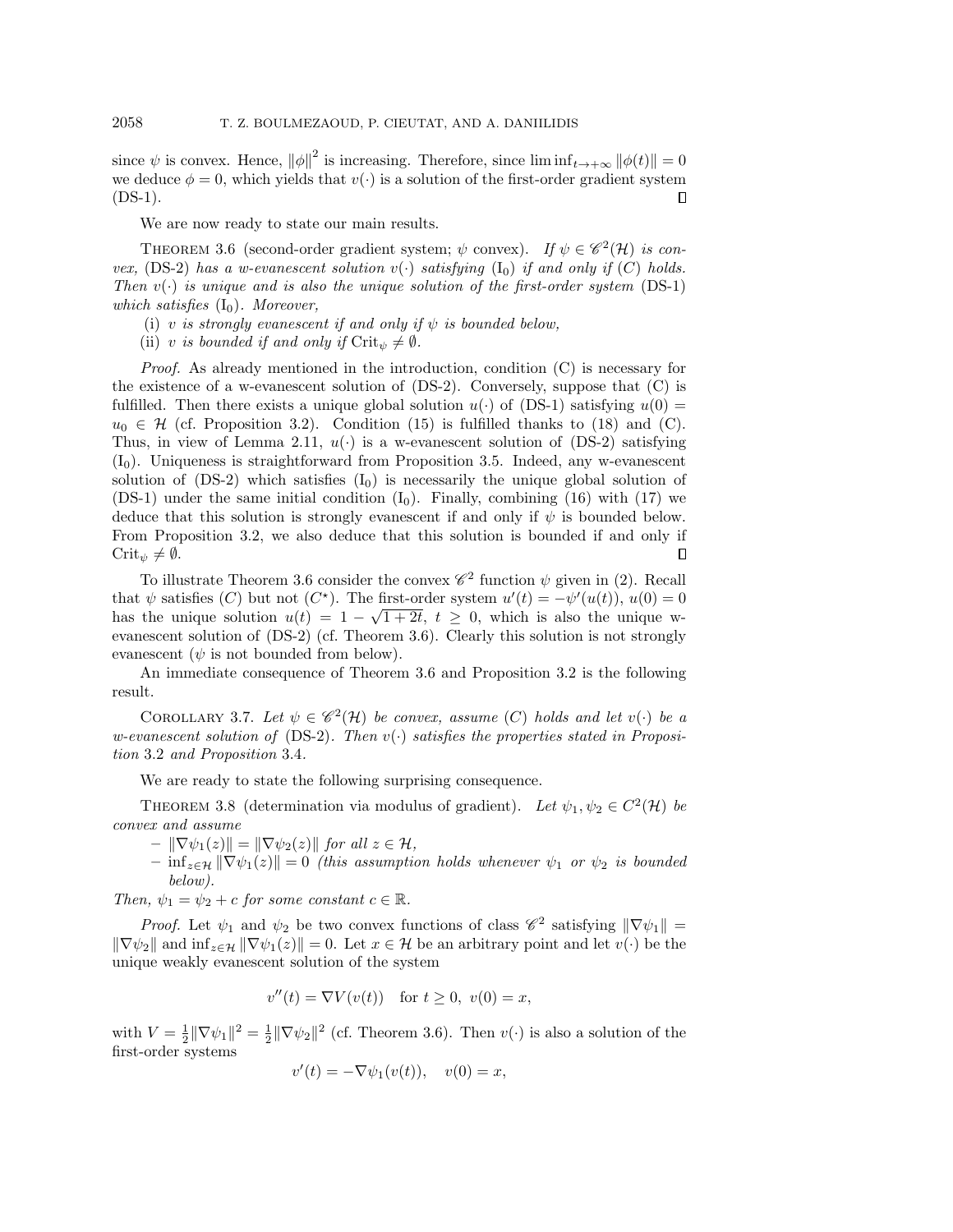since $\psi$ is convex. Hence, $\|\phi\|^2$ is increasing. Therefore, since $\liminf_{t\to+\infty} \|\phi(t)\| = 0$ we deduce $\phi = 0$, which yields that $v(\cdot)$ is a solution of the first-order gradient system (DS-1). ∎

We are now ready to state our main results.

THEOREM 3.6 (second-order gradient system; $\psi$ convex). *If $\psi \in \mathscr{C}^2(\mathcal{H})$ is convex,* (DS-2) *has a w-evanescent solution $v(\cdot)$ satisfying* ($\mathrm{I}_0$) *if and only if* ($C$) *holds. Then $v(\cdot)$ is unique and is also the unique solution of the first-order system* (DS-1) *which satisfies* ($\mathrm{I}_0$). *Moreover,*

(i) *$v$ is strongly evanescent if and only if $\psi$ is bounded below,*

(ii) *$v$ is bounded if and only if* $\mathrm{Crit}_\psi \neq \emptyset$.

*Proof.* As already mentioned in the introduction, condition (C) is necessary for the existence of a w-evanescent solution of (DS-2). Conversely, suppose that (C) is fulfilled. Then there exists a unique global solution $u(\cdot)$ of (DS-1) satisfying $u(0) = u_0 \in \mathcal{H}$ (cf. Proposition 3.2). Condition (15) is fulfilled thanks to (18) and (C). Thus, in view of Lemma 2.11, $u(\cdot)$ is a w-evanescent solution of (DS-2) satisfying ($\mathrm{I}_0$). Uniqueness is straightforward from Proposition 3.5. Indeed, any w-evanescent solution of (DS-2) which satisfies ($\mathrm{I}_0$) is necessarily the unique global solution of (DS-1) under the same initial condition ($\mathrm{I}_0$). Finally, combining (16) with (17) we deduce that this solution is strongly evanescent if and only if $\psi$ is bounded below. From Proposition 3.2, we also deduce that this solution is bounded if and only if $\mathrm{Crit}_\psi \neq \emptyset$. ∎

To illustrate Theorem 3.6 consider the convex $\mathscr{C}^2$ function $\psi$ given in (2). Recall that $\psi$ satisfies ($C$) but not ($C^\star$). The first-order system $u'(t) = -\psi'(u(t))$, $u(0) = 0$ has the unique solution $u(t) = 1 - \sqrt{1+2t}$, $t \geq 0$, which is also the unique w-evanescent solution of (DS-2) (cf. Theorem 3.6). Clearly this solution is not strongly evanescent ($\psi$ is not bounded from below).

An immediate consequence of Theorem 3.6 and Proposition 3.2 is the following result.

COROLLARY 3.7. *Let $\psi \in \mathscr{C}^2(\mathcal{H})$ be convex, assume ($C$) holds and let $v(\cdot)$ be a w-evanescent solution of* (DS-2). *Then $v(\cdot)$ satisfies the properties stated in Proposition* 3.2 *and Proposition* 3.4.

We are ready to state the following surprising consequence.

THEOREM 3.8 (determination via modulus of gradient). *Let $\psi_1, \psi_2 \in C^2(\mathcal{H})$ be convex and assume*

– $\|\nabla\psi_1(z)\| = \|\nabla\psi_2(z)\|$ *for all* $z \in \mathcal{H}$,

– $\inf_{z\in\mathcal{H}} \|\nabla\psi_1(z)\| = 0$ *(this assumption holds whenever $\psi_1$ or $\psi_2$ is bounded below).*

*Then, $\psi_1 = \psi_2 + c$ for some constant $c \in \mathbb{R}$.*

*Proof.* Let $\psi_1$ and $\psi_2$ be two convex functions of class $\mathscr{C}^2$ satisfying $\|\nabla\psi_1\| = \|\nabla\psi_2\|$ and $\inf_{z\in\mathcal{H}} \|\nabla\psi_1(z)\| = 0$. Let $x \in \mathcal{H}$ be an arbitrary point and let $v(\cdot)$ be the unique weakly evanescent solution of the system

$$v''(t) = \nabla V(v(t)) \quad \text{for } t \geq 0,\ v(0) = x,$$

with $V = \frac{1}{2}\|\nabla\psi_1\|^2 = \frac{1}{2}\|\nabla\psi_2\|^2$ (cf. Theorem 3.6). Then $v(\cdot)$ is also a solution of the first-order systems

$$v'(t) = -\nabla\psi_1(v(t)), \quad v(0) = x,$$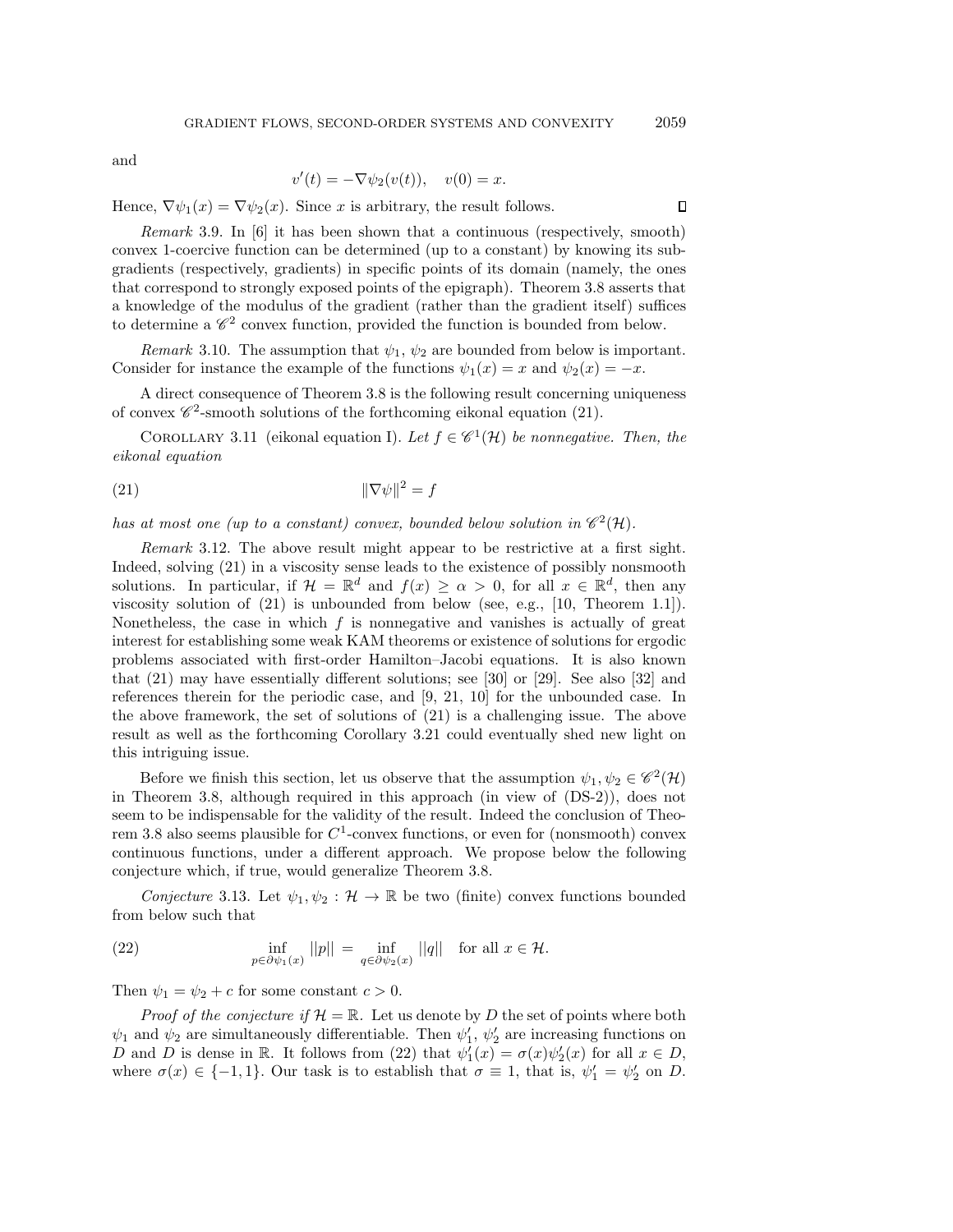and

$$v'(t) = -\nabla\psi_2(v(t)), \quad v(0) = x.$$

Hence, $\nabla\psi_1(x) = \nabla\psi_2(x)$. Since $x$ is arbitrary, the result follows. $\square$

*Remark* 3.9. In [6] it has been shown that a continuous (respectively, smooth) convex 1-coercive function can be determined (up to a constant) by knowing its subgradients (respectively, gradients) in specific points of its domain (namely, the ones that correspond to strongly exposed points of the epigraph). Theorem 3.8 asserts that a knowledge of the modulus of the gradient (rather than the gradient itself) suffices to determine a $\mathscr{C}^2$ convex function, provided the function is bounded from below.

*Remark* 3.10. The assumption that $\psi_1$, $\psi_2$ are bounded from below is important. Consider for instance the example of the functions $\psi_1(x) = x$ and $\psi_2(x) = -x$.

A direct consequence of Theorem 3.8 is the following result concerning uniqueness of convex $\mathscr{C}^2$-smooth solutions of the forthcoming eikonal equation (21).

COROLLARY 3.11 (eikonal equation I). *Let $f \in \mathscr{C}^1(\mathcal{H})$ be nonnegative. Then, the eikonal equation*

$$\|\nabla\psi\|^2 = f \tag{21}$$

*has at most one (up to a constant) convex, bounded below solution in $\mathscr{C}^2(\mathcal{H})$.*

*Remark* 3.12. The above result might appear to be restrictive at a first sight. Indeed, solving (21) in a viscosity sense leads to the existence of possibly nonsmooth solutions. In particular, if $\mathcal{H} = \mathbb{R}^d$ and $f(x) \geq \alpha > 0$, for all $x \in \mathbb{R}^d$, then any viscosity solution of (21) is unbounded from below (see, e.g., [10, Theorem 1.1]). Nonetheless, the case in which $f$ is nonnegative and vanishes is actually of great interest for establishing some weak KAM theorems or existence of solutions for ergodic problems associated with first-order Hamilton–Jacobi equations. It is also known that (21) may have essentially different solutions; see [30] or [29]. See also [32] and references therein for the periodic case, and [9, 21, 10] for the unbounded case. In the above framework, the set of solutions of (21) is a challenging issue. The above result as well as the forthcoming Corollary 3.21 could eventually shed new light on this intriguing issue.

Before we finish this section, let us observe that the assumption $\psi_1, \psi_2 \in \mathscr{C}^2(\mathcal{H})$ in Theorem 3.8, although required in this approach (in view of (DS-2)), does not seem to be indispensable for the validity of the result. Indeed the conclusion of Theorem 3.8 also seems plausible for $C^1$-convex functions, or even for (nonsmooth) convex continuous functions, under a different approach. We propose below the following conjecture which, if true, would generalize Theorem 3.8.

*Conjecture* 3.13. Let $\psi_1, \psi_2 : \mathcal{H} \to \mathbb{R}$ be two (finite) convex functions bounded from below such that

$$\inf_{p\in\partial\psi_1(x)} ||p|| = \inf_{q\in\partial\psi_2(x)} ||q|| \quad \text{for all } x \in \mathcal{H}. \tag{22}$$

Then $\psi_1 = \psi_2 + c$ for some constant $c > 0$.

*Proof of the conjecture if $\mathcal{H} = \mathbb{R}$.* Let us denote by $D$ the set of points where both $\psi_1$ and $\psi_2$ are simultaneously differentiable. Then $\psi_1'$, $\psi_2'$ are increasing functions on $D$ and $D$ is dense in $\mathbb{R}$. It follows from (22) that $\psi_1'(x) = \sigma(x)\psi_2'(x)$ for all $x \in D$, where $\sigma(x) \in \{-1, 1\}$. Our task is to establish that $\sigma \equiv 1$, that is, $\psi_1' = \psi_2'$ on $D$.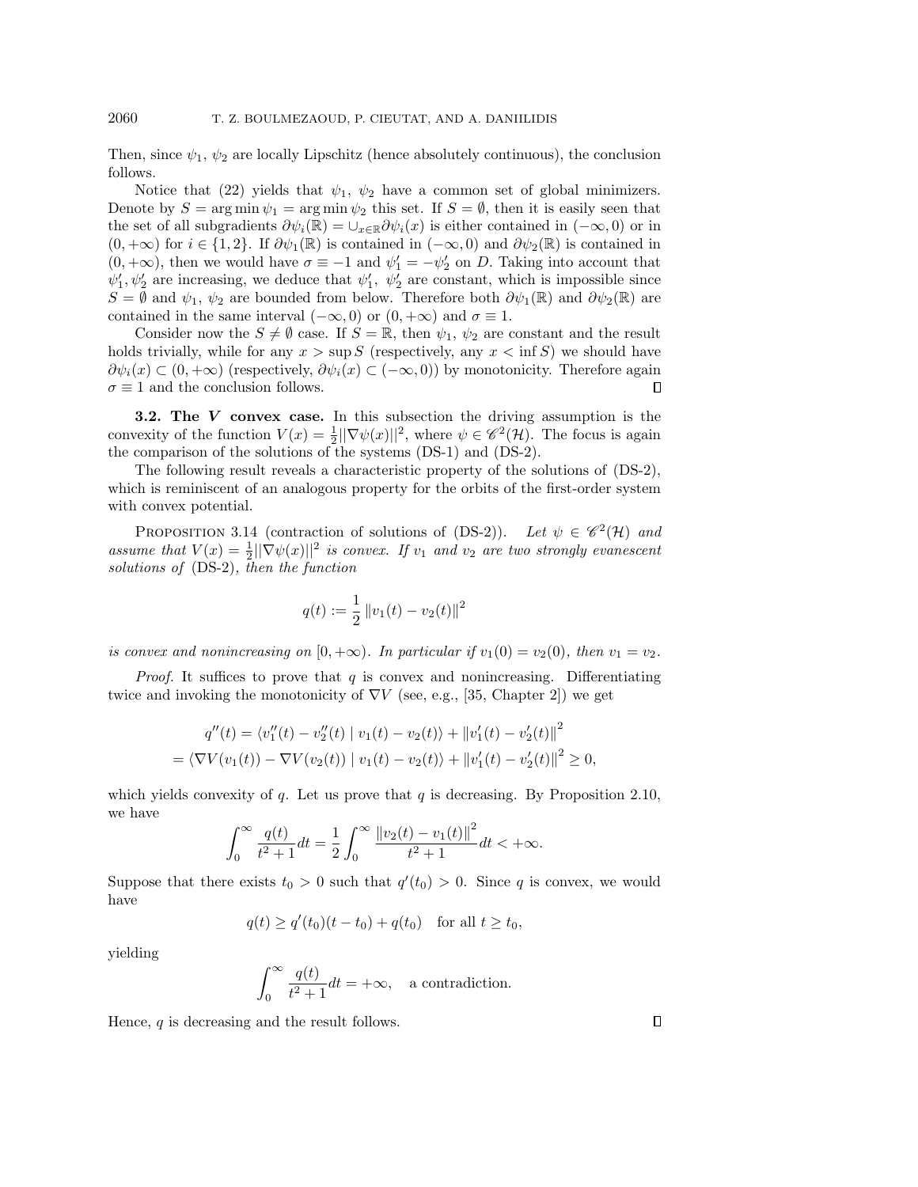Then, since $\psi_1$, $\psi_2$ are locally Lipschitz (hence absolutely continuous), the conclusion follows.

Notice that (22) yields that $\psi_1$, $\psi_2$ have a common set of global minimizers. Denote by $S = \arg\min \psi_1 = \arg\min \psi_2$ this set. If $S = \emptyset$, then it is easily seen that the set of all subgradients $\partial\psi_i(\mathbb{R}) = \cup_{x\in\mathbb{R}}\partial\psi_i(x)$ is either contained in $(-\infty, 0)$ or in $(0, +\infty)$ for $i \in \{1, 2\}$. If $\partial\psi_1(\mathbb{R})$ is contained in $(-\infty, 0)$ and $\partial\psi_2(\mathbb{R})$ is contained in $(0, +\infty)$, then we would have $\sigma \equiv -1$ and $\psi_1' = -\psi_2'$ on $D$. Taking into account that $\psi_1', \psi_2'$ are increasing, we deduce that $\psi_1'$, $\psi_2'$ are constant, which is impossible since $S = \emptyset$ and $\psi_1$, $\psi_2$ are bounded from below. Therefore both $\partial\psi_1(\mathbb{R})$ and $\partial\psi_2(\mathbb{R})$ are contained in the same interval $(-\infty, 0)$ or $(0, +\infty)$ and $\sigma \equiv 1$.

Consider now the $S \neq \emptyset$ case. If $S = \mathbb{R}$, then $\psi_1$, $\psi_2$ are constant and the result holds trivially, while for any $x > \sup S$ (respectively, any $x < \inf S$) we should have $\partial\psi_i(x) \subset (0, +\infty)$ (respectively, $\partial\psi_i(x) \subset (-\infty, 0)$) by monotonicity. Therefore again $\sigma \equiv 1$ and the conclusion follows. ∎

**3.2. The *V* convex case.** In this subsection the driving assumption is the convexity of the function $V(x) = \frac{1}{2}||\nabla\psi(x)||^2$, where $\psi \in \mathscr{C}^2(\mathcal{H})$. The focus is again the comparison of the solutions of the systems (DS-1) and (DS-2).

The following result reveals a characteristic property of the solutions of (DS-2), which is reminiscent of an analogous property for the orbits of the first-order system with convex potential.

PROPOSITION 3.14 (contraction of solutions of (DS-2)). *Let $\psi \in \mathscr{C}^2(\mathcal{H})$ and assume that $V(x) = \frac{1}{2}||\nabla\psi(x)||^2$ is convex. If $v_1$ and $v_2$ are two strongly evanescent solutions of* (DS-2)*, then the function*

$$q(t) := \frac{1}{2}\left\|v_1(t) - v_2(t)\right\|^2$$

*is convex and nonincreasing on $[0, +\infty)$. In particular if $v_1(0) = v_2(0)$, then $v_1 = v_2$.*

*Proof.* It suffices to prove that $q$ is convex and nonincreasing. Differentiating twice and invoking the monotonicity of $\nabla V$ (see, e.g., [35, Chapter 2]) we get

$$\begin{aligned} q''(t) &= \langle v_1''(t) - v_2''(t) \mid v_1(t) - v_2(t)\rangle + \left\|v_1'(t) - v_2'(t)\right\|^2 \\ &= \langle \nabla V(v_1(t)) - \nabla V(v_2(t)) \mid v_1(t) - v_2(t)\rangle + \left\|v_1'(t) - v_2'(t)\right\|^2 \geq 0, \end{aligned}$$

which yields convexity of $q$. Let us prove that $q$ is decreasing. By Proposition 2.10, we have

$$\int_0^\infty \frac{q(t)}{t^2+1}dt = \frac{1}{2}\int_0^\infty \frac{\left\|v_2(t) - v_1(t)\right\|^2}{t^2+1}dt < +\infty.$$

Suppose that there exists $t_0 > 0$ such that $q'(t_0) > 0$. Since $q$ is convex, we would have

$$q(t) \geq q'(t_0)(t - t_0) + q(t_0) \quad \text{for all } t \geq t_0,$$

yielding

$$\int_0^\infty \frac{q(t)}{t^2+1}dt = +\infty, \quad \text{a contradiction.}$$

Hence, $q$ is decreasing and the result follows. ∎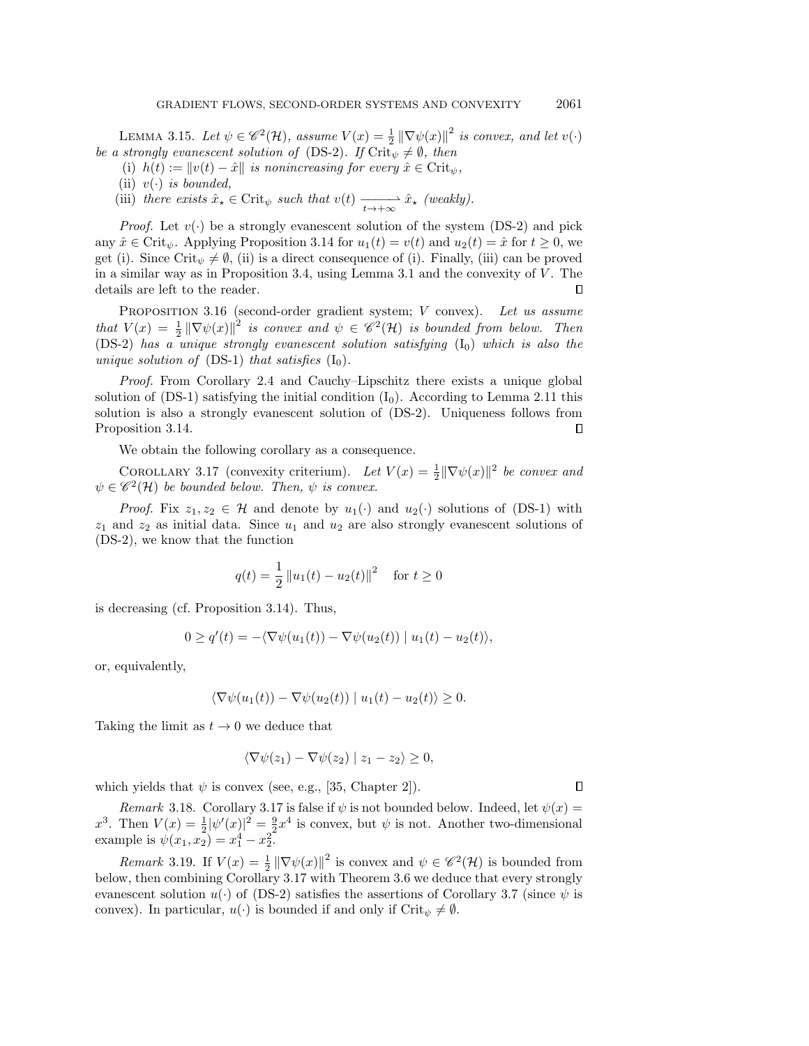**Lemma 3.15.** *Let $\psi \in \mathscr{C}^2(\mathcal{H})$, assume $V(x) = \frac{1}{2}\|\nabla\psi(x)\|^2$ is convex, and let $v(\cdot)$ be a strongly evanescent solution of* (DS-2)*. If $\mathrm{Crit}_\psi \neq \emptyset$, then*

(i) *$h(t) := \|v(t) - \hat{x}\|$ is nonincreasing for every $\hat{x} \in \mathrm{Crit}_\psi$,*

(ii) *$v(\cdot)$ is bounded,*

(iii) *there exists $\hat{x}_\star \in \mathrm{Crit}_\psi$ such that $v(t) \xrightarrow[t\to+\infty]{} \hat{x}_\star$ (weakly).*

*Proof.* Let $v(\cdot)$ be a strongly evanescent solution of the system (DS-2) and pick any $\hat{x} \in \mathrm{Crit}_\psi$. Applying Proposition 3.14 for $u_1(t) = v(t)$ and $u_2(t) = \hat{x}$ for $t \geq 0$, we get (i). Since $\mathrm{Crit}_\psi \neq \emptyset$, (ii) is a direct consequence of (i). Finally, (iii) can be proved in a similar way as in Proposition 3.4, using Lemma 3.1 and the convexity of $V$. The details are left to the reader. ∎

**Proposition 3.16** (second-order gradient system; $V$ convex). *Let us assume that $V(x) = \frac{1}{2}\|\nabla\psi(x)\|^2$ is convex and $\psi \in \mathscr{C}^2(\mathcal{H})$ is bounded from below. Then* (DS-2) *has a unique strongly evanescent solution satisfying* ($\mathrm{I}_0$) *which is also the unique solution of* (DS-1) *that satisfies* ($\mathrm{I}_0$).

*Proof.* From Corollary 2.4 and Cauchy–Lipschitz there exists a unique global solution of (DS-1) satisfying the initial condition ($\mathrm{I}_0$). According to Lemma 2.11 this solution is also a strongly evanescent solution of (DS-2). Uniqueness follows from Proposition 3.14. ∎

We obtain the following corollary as a consequence.

**Corollary 3.17** (convexity criterium). *Let $V(x) = \frac{1}{2}\|\nabla\psi(x)\|^2$ be convex and $\psi \in \mathscr{C}^2(\mathcal{H})$ be bounded below. Then, $\psi$ is convex.*

*Proof.* Fix $z_1, z_2 \in \mathcal{H}$ and denote by $u_1(\cdot)$ and $u_2(\cdot)$ solutions of (DS-1) with $z_1$ and $z_2$ as initial data. Since $u_1$ and $u_2$ are also strongly evanescent solutions of (DS-2), we know that the function

$$q(t) = \frac{1}{2}\|u_1(t) - u_2(t)\|^2 \quad \text{for } t \geq 0$$

is decreasing (cf. Proposition 3.14). Thus,

$$0 \geq q'(t) = -\langle \nabla\psi(u_1(t)) - \nabla\psi(u_2(t)) \mid u_1(t) - u_2(t)\rangle,$$

or, equivalently,

$$\langle \nabla\psi(u_1(t)) - \nabla\psi(u_2(t)) \mid u_1(t) - u_2(t)\rangle \geq 0.$$

Taking the limit as $t \to 0$ we deduce that

$$\langle \nabla\psi(z_1) - \nabla\psi(z_2) \mid z_1 - z_2\rangle \geq 0,$$

which yields that $\psi$ is convex (see, e.g., [35, Chapter 2]). ∎

*Remark* 3.18. Corollary 3.17 is false if $\psi$ is not bounded below. Indeed, let $\psi(x) = x^3$. Then $V(x) = \frac{1}{2}|\psi'(x)|^2 = \frac{9}{2}x^4$ is convex, but $\psi$ is not. Another two-dimensional example is $\psi(x_1, x_2) = x_1^4 - x_2^2$.

*Remark* 3.19. If $V(x) = \frac{1}{2}\|\nabla\psi(x)\|^2$ is convex and $\psi \in \mathscr{C}^2(\mathcal{H})$ is bounded from below, then combining Corollary 3.17 with Theorem 3.6 we deduce that every strongly evanescent solution $u(\cdot)$ of (DS-2) satisfies the assertions of Corollary 3.7 (since $\psi$ is convex). In particular, $u(\cdot)$ is bounded if and only if $\mathrm{Crit}_\psi \neq \emptyset$.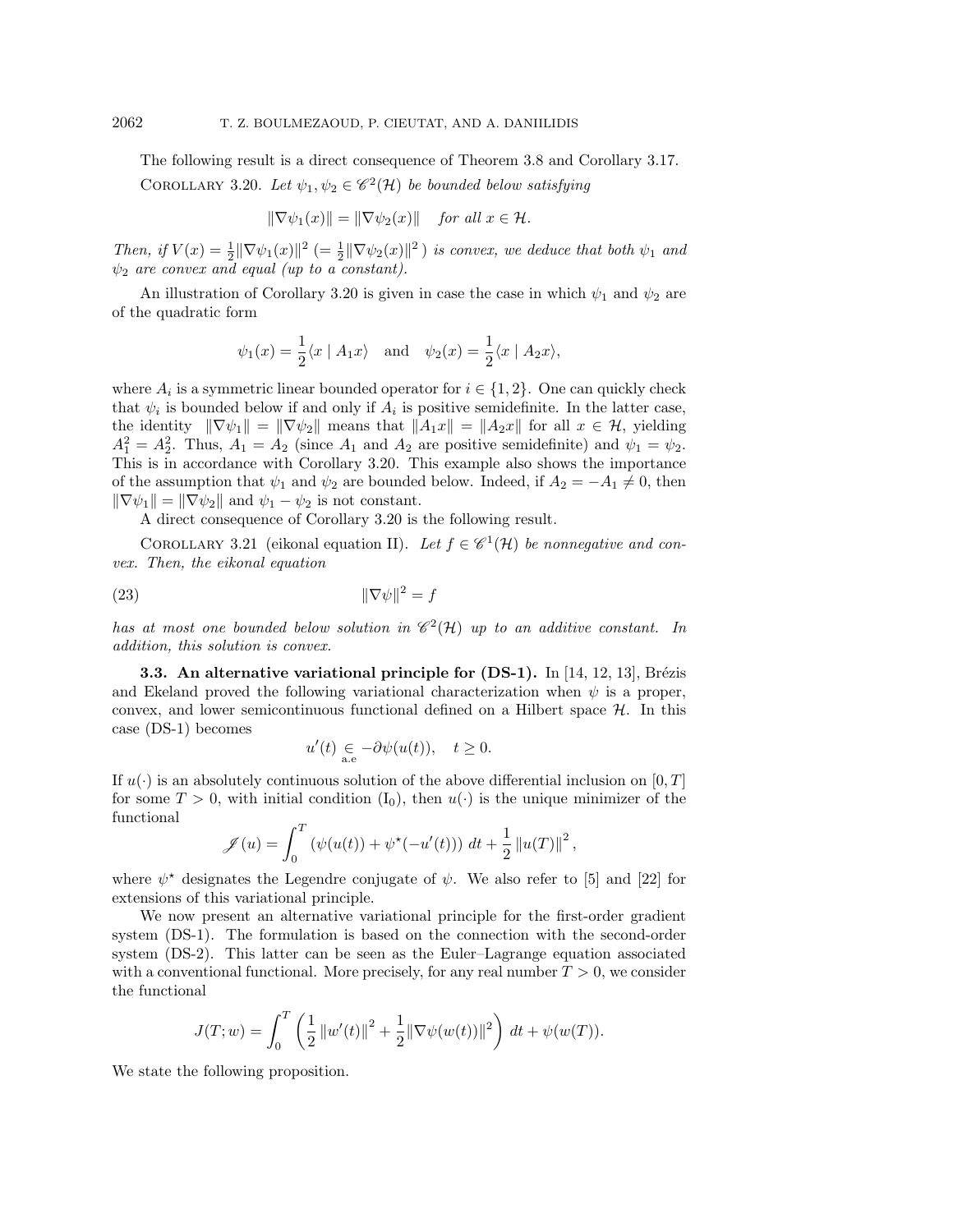The following result is a direct consequence of Theorem 3.8 and Corollary 3.17.

COROLLARY 3.20. *Let $\psi_1, \psi_2 \in \mathscr{C}^2(\mathcal{H})$ be bounded below satisfying*

$$\|\nabla\psi_1(x)\| = \|\nabla\psi_2(x)\| \quad \text{for all } x \in \mathcal{H}.$$

*Then, if $V(x) = \frac{1}{2}\|\nabla\psi_1(x)\|^2$ $(= \frac{1}{2}\|\nabla\psi_2(x)\|^2)$ is convex, we deduce that both $\psi_1$ and $\psi_2$ are convex and equal (up to a constant).*

An illustration of Corollary 3.20 is given in case the case in which $\psi_1$ and $\psi_2$ are of the quadratic form

$$\psi_1(x) = \frac{1}{2}\langle x \mid A_1 x\rangle \quad \text{and} \quad \psi_2(x) = \frac{1}{2}\langle x \mid A_2 x\rangle,$$

where $A_i$ is a symmetric linear bounded operator for $i \in \{1, 2\}$. One can quickly check that $\psi_i$ is bounded below if and only if $A_i$ is positive semidefinite. In the latter case, the identity $\|\nabla\psi_1\| = \|\nabla\psi_2\|$ means that $\|A_1 x\| = \|A_2 x\|$ for all $x \in \mathcal{H}$, yielding $A_1^2 = A_2^2$. Thus, $A_1 = A_2$ (since $A_1$ and $A_2$ are positive semidefinite) and $\psi_1 = \psi_2$. This is in accordance with Corollary 3.20. This example also shows the importance of the assumption that $\psi_1$ and $\psi_2$ are bounded below. Indeed, if $A_2 = -A_1 \neq 0$, then $\|\nabla\psi_1\| = \|\nabla\psi_2\|$ and $\psi_1 - \psi_2$ is not constant.

A direct consequence of Corollary 3.20 is the following result.

COROLLARY 3.21 (eikonal equation II). *Let $f \in \mathscr{C}^1(\mathcal{H})$ be nonnegative and convex. Then, the eikonal equation*

$$\|\nabla\psi\|^2 = f \tag{23}$$

*has at most one bounded below solution in $\mathscr{C}^2(\mathcal{H})$ up to an additive constant. In addition, this solution is convex.*

**3.3. An alternative variational principle for (DS-1).** In [14, 12, 13], Brézis and Ekeland proved the following variational characterization when $\psi$ is a proper, convex, and lower semicontinuous functional defined on a Hilbert space $\mathcal{H}$. In this case (DS-1) becomes

$$u'(t) \underset{\text{a.e}}{\in} -\partial\psi(u(t)), \quad t \geq 0.$$

If $u(\cdot)$ is an absolutely continuous solution of the above differential inclusion on $[0, T]$ for some $T > 0$, with initial condition $(\text{I}_0)$, then $u(\cdot)$ is the unique minimizer of the functional

$$\mathscr{J}(u) = \int_0^T \left(\psi(u(t)) + \psi^\star(-u'(t))\right) dt + \frac{1}{2}\|u(T)\|^2,$$

where $\psi^\star$ designates the Legendre conjugate of $\psi$. We also refer to [5] and [22] for extensions of this variational principle.

We now present an alternative variational principle for the first-order gradient system (DS-1). The formulation is based on the connection with the second-order system (DS-2). This latter can be seen as the Euler–Lagrange equation associated with a conventional functional. More precisely, for any real number $T > 0$, we consider the functional

$$J(T; w) = \int_0^T \left(\frac{1}{2}\|w'(t)\|^2 + \frac{1}{2}\|\nabla\psi(w(t))\|^2\right) dt + \psi(w(T)).$$

We state the following proposition.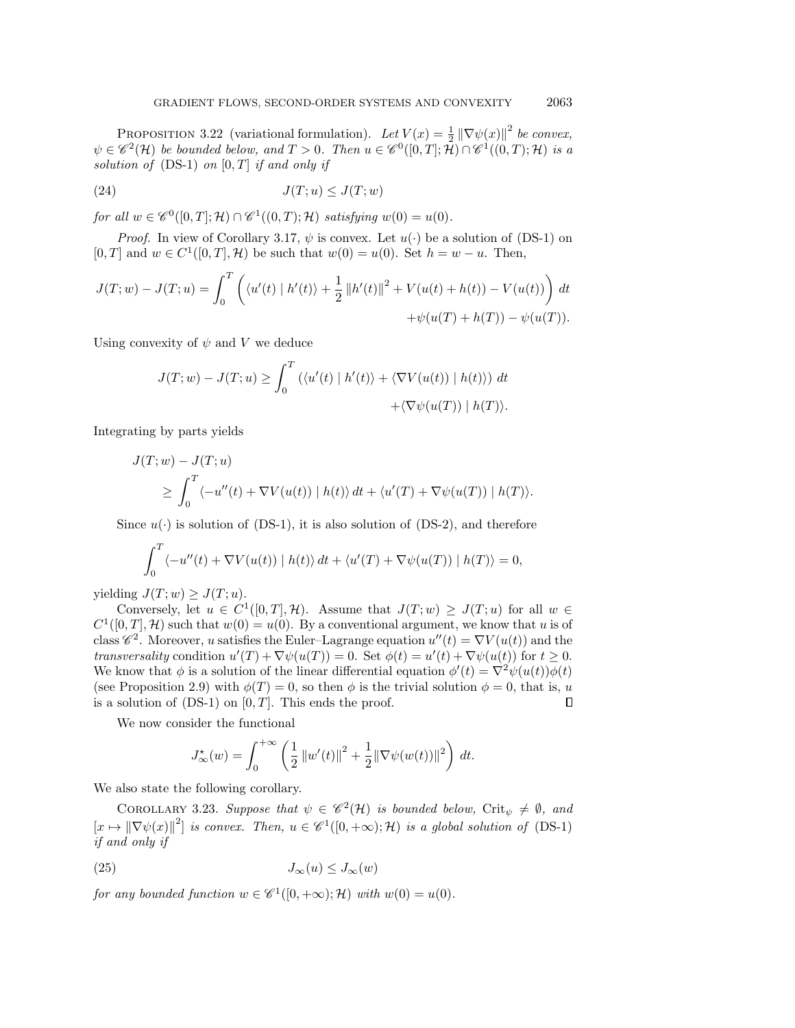**Proposition 3.22** (variational formulation). *Let $V(x) = \frac{1}{2}\|\nabla\psi(x)\|^2$ be convex, $\psi \in \mathscr{C}^2(\mathcal{H})$ be bounded below, and $T > 0$. Then $u \in \mathscr{C}^0([0,T];\mathcal{H}) \cap \mathscr{C}^1((0,T);\mathcal{H})$ is a solution of* (DS-1) *on $[0,T]$ if and only if*

$$J(T;u) \leq J(T;w) \tag{24}$$

*for all $w \in \mathscr{C}^0([0,T];\mathcal{H}) \cap \mathscr{C}^1((0,T);\mathcal{H})$ satisfying $w(0) = u(0)$.*

*Proof.* In view of Corollary 3.17, $\psi$ is convex. Let $u(\cdot)$ be a solution of (DS-1) on $[0,T]$ and $w \in C^1([0,T],\mathcal{H})$ be such that $w(0) = u(0)$. Set $h = w - u$. Then,

$$J(T;w) - J(T;u) = \int_0^T \left( \langle u'(t) \mid h'(t)\rangle + \frac{1}{2}\|h'(t)\|^2 + V(u(t)+h(t)) - V(u(t)) \right) dt$$
$$+\psi(u(T)+h(T)) - \psi(u(T)).$$

Using convexity of $\psi$ and $V$ we deduce

$$J(T;w) - J(T;u) \geq \int_0^T \left( \langle u'(t) \mid h'(t)\rangle + \langle \nabla V(u(t)) \mid h(t)\rangle \right) dt$$
$$+\langle \nabla\psi(u(T)) \mid h(T)\rangle.$$

Integrating by parts yields

$$J(T;w) - J(T;u)$$
$$\geq \int_0^T \langle -u''(t) + \nabla V(u(t)) \mid h(t)\rangle\, dt + \langle u'(T) + \nabla\psi(u(T)) \mid h(T)\rangle.$$

Since $u(\cdot)$ is solution of (DS-1), it is also solution of (DS-2), and therefore

$$\int_0^T \langle -u''(t) + \nabla V(u(t)) \mid h(t)\rangle\, dt + \langle u'(T) + \nabla\psi(u(T)) \mid h(T)\rangle = 0,$$

yielding $J(T;w) \geq J(T;u)$.

Conversely, let $u \in C^1([0,T],\mathcal{H})$. Assume that $J(T;w) \geq J(T;u)$ for all $w \in C^1([0,T],\mathcal{H})$ such that $w(0) = u(0)$. By a conventional argument, we know that $u$ is of class $\mathscr{C}^2$. Moreover, $u$ satisfies the Euler–Lagrange equation $u''(t) = \nabla V(u(t))$ and the *transversality* condition $u'(T) + \nabla\psi(u(T)) = 0$. Set $\phi(t) = u'(t) + \nabla\psi(u(t))$ for $t \geq 0$. We know that $\phi$ is a solution of the linear differential equation $\phi'(t) = \nabla^2\psi(u(t))\phi(t)$ (see Proposition 2.9) with $\phi(T) = 0$, so then $\phi$ is the trivial solution $\phi = 0$, that is, $u$ is a solution of (DS-1) on $[0,T]$. This ends the proof. $\square$

We now consider the functional

$$J^\star_\infty(w) = \int_0^{+\infty} \left( \frac{1}{2}\|w'(t)\|^2 + \frac{1}{2}\|\nabla\psi(w(t))\|^2 \right) dt.$$

We also state the following corollary.

**Corollary 3.23.** *Suppose that $\psi \in \mathscr{C}^2(\mathcal{H})$ is bounded below, $\mathrm{Crit}_\psi \neq \emptyset$, and $[x \mapsto \|\nabla\psi(x)\|^2]$ is convex. Then, $u \in \mathscr{C}^1([0,+\infty);\mathcal{H})$ is a global solution of* (DS-1) *if and only if*

$$J_\infty(u) \leq J_\infty(w) \tag{25}$$

*for any bounded function $w \in \mathscr{C}^1([0,+\infty);\mathcal{H})$ with $w(0) = u(0)$.*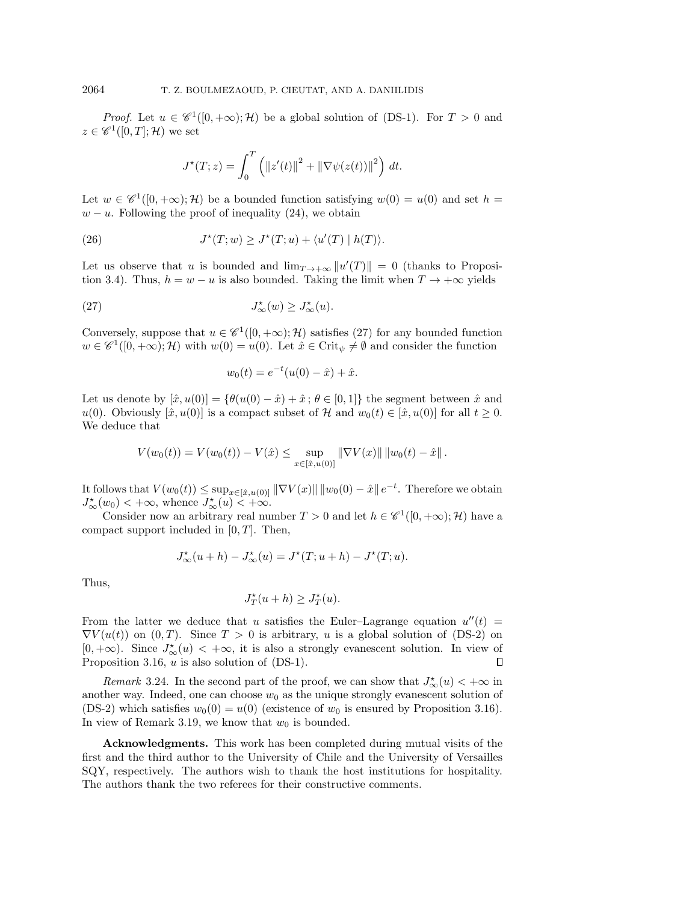*Proof.* Let $u \in \mathscr{C}^1([0,+\infty);\mathcal{H})$ be a global solution of (DS-1). For $T > 0$ and $z \in \mathscr{C}^1([0,T];\mathcal{H})$ we set

$$J^\star(T;z) = \int_0^T \left( \|z'(t)\|^2 + \|\nabla\psi(z(t))\|^2 \right) dt.$$

Let $w \in \mathscr{C}^1([0,+\infty);\mathcal{H})$ be a bounded function satisfying $w(0) = u(0)$ and set $h = w - u$. Following the proof of inequality (24), we obtain

$$J^\star(T;w) \geq J^\star(T;u) + \langle u'(T) \mid h(T)\rangle. \tag{26}$$

Let us observe that $u$ is bounded and $\lim_{T\to+\infty} \|u'(T)\| = 0$ (thanks to Proposition 3.4). Thus, $h = w - u$ is also bounded. Taking the limit when $T \to +\infty$ yields

$$J^\star_\infty(w) \geq J^\star_\infty(u). \tag{27}$$

Conversely, suppose that $u \in \mathscr{C}^1([0,+\infty);\mathcal{H})$ satisfies (27) for any bounded function $w \in \mathscr{C}^1([0,+\infty);\mathcal{H})$ with $w(0) = u(0)$. Let $\hat{x} \in \mathrm{Crit}_\psi \neq \emptyset$ and consider the function

$$w_0(t) = e^{-t}(u(0) - \hat{x}) + \hat{x}.$$

Let us denote by $[\hat{x}, u(0)] = \{\theta(u(0) - \hat{x}) + \hat{x}\,;\, \theta \in [0,1]\}$ the segment between $\hat{x}$ and $u(0)$. Obviously $[\hat{x}, u(0)]$ is a compact subset of $\mathcal{H}$ and $w_0(t) \in [\hat{x}, u(0)]$ for all $t \geq 0$. We deduce that

$$V(w_0(t)) = V(w_0(t)) - V(\hat{x}) \leq \sup_{x\in[\hat{x},u(0)]} \|\nabla V(x)\| \, \|w_0(t) - \hat{x}\|.$$

It follows that $V(w_0(t)) \leq \sup_{x\in[\hat{x},u(0)]} \|\nabla V(x)\| \, \|w_0(0) - \hat{x}\| \, e^{-t}$. Therefore we obtain $J^\star_\infty(w_0) < +\infty$, whence $J^\star_\infty(u) < +\infty$.

Consider now an arbitrary real number $T > 0$ and let $h \in \mathscr{C}^1([0,+\infty);\mathcal{H})$ have a compact support included in $[0,T]$. Then,

$$J^\star_\infty(u+h) - J^\star_\infty(u) = J^\star(T;u+h) - J^\star(T;u).$$

Thus,

$$J^\star_T(u+h) \geq J^\star_T(u).$$

From the latter we deduce that $u$ satisfies the Euler–Lagrange equation $u''(t) = \nabla V(u(t))$ on $(0,T)$. Since $T > 0$ is arbitrary, $u$ is a global solution of (DS-2) on $[0,+\infty)$. Since $J^\star_\infty(u) < +\infty$, it is also a strongly evanescent solution. In view of Proposition 3.16, $u$ is also solution of (DS-1). ∎

*Remark* 3.24. In the second part of the proof, we can show that $J^\star_\infty(u) < +\infty$ in another way. Indeed, one can choose $w_0$ as the unique strongly evanescent solution of (DS-2) which satisfies $w_0(0) = u(0)$ (existence of $w_0$ is ensured by Proposition 3.16). In view of Remark 3.19, we know that $w_0$ is bounded.

**Acknowledgments.** This work has been completed during mutual visits of the first and the third author to the University of Chile and the University of Versailles SQY, respectively. The authors wish to thank the host institutions for hospitality. The authors thank the two referees for their constructive comments.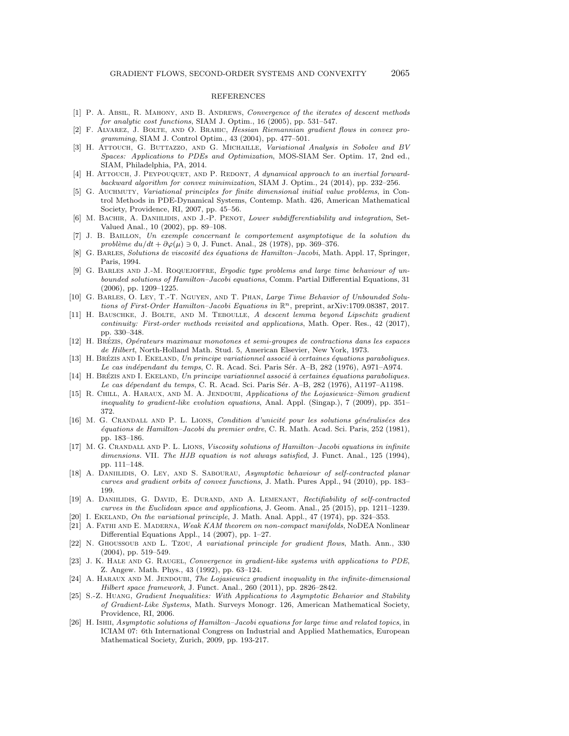## REFERENCES

[1] P. A. Absil, R. Mahony, and B. Andrews, *Convergence of the iterates of descent methods for analytic cost functions*, SIAM J. Optim., 16 (2005), pp. 531–547.

[2] F. Alvarez, J. Bolte, and O. Brahic, *Hessian Riemannian gradient flows in convex programming*, SIAM J. Control Optim., 43 (2004), pp. 477–501.

[3] H. Attouch, G. Buttazzo, and G. Michaille, *Variational Analysis in Sobolev and BV Spaces: Applications to PDEs and Optimization*, MOS-SIAM Ser. Optim. 17, 2nd ed., SIAM, Philadelphia, PA, 2014.

[4] H. Attouch, J. Peypouquet, and P. Redont, *A dynamical approach to an inertial forward-backward algorithm for convex minimization*, SIAM J. Optim., 24 (2014), pp. 232–256.

[5] G. Auchmuty, *Variational principles for finite dimensional initial value problems*, in Control Methods in PDE-Dynamical Systems, Contemp. Math. 426, American Mathematical Society, Providence, RI, 2007, pp. 45–56.

[6] M. Bachir, A. Daniilidis, and J.-P. Penot, *Lower subdifferentiability and integration*, Set-Valued Anal., 10 (2002), pp. 89–108.

[7] J. B. Baillon, *Un exemple concernant le comportement asymptotique de la solution du problème $du/dt + \partial\varphi(\mu) \ni 0$*, J. Funct. Anal., 28 (1978), pp. 369–376.

[8] G. Barles, *Solutions de viscosité des équations de Hamilton–Jacobi*, Math. Appl. 17, Springer, Paris, 1994.

[9] G. Barles and J.-M. Roquejoffre, *Ergodic type problems and large time behaviour of unbounded solutions of Hamilton–Jacobi equations*, Comm. Partial Differential Equations, 31 (2006), pp. 1209–1225.

[10] G. Barles, O. Ley, T.-T. Nguyen, and T. Phan, *Large Time Behavior of Unbounded Solutions of First-Order Hamilton–Jacobi Equations in $\mathbb{R}^n$*, preprint, arXiv:1709.08387, 2017.

[11] H. Bauschke, J. Bolte, and M. Teboulle, *A descent lemma beyond Lipschitz gradient continuity: First-order methods revisited and applications*, Math. Oper. Res., 42 (2017), pp. 330–348.

[12] H. Brézis, *Opérateurs maximaux monotones et semi-groupes de contractions dans les espaces de Hilbert*, North-Holland Math. Stud. 5, American Elsevier, New York, 1973.

[13] H. Brézis and I. Ekeland, *Un principe variationnel associé à certaines équations paraboliques. Le cas indépendant du temps*, C. R. Acad. Sci. Paris Sér. A–B, 282 (1976), A971–A974.

[14] H. Brézis and I. Ekeland, *Un principe variationnel associé à certaines équations paraboliques. Le cas dépendant du temps*, C. R. Acad. Sci. Paris Sér. A–B, 282 (1976), A1197–A1198.

[15] R. Chill, A. Haraux, and M. A. Jendoubi, *Applications of the Lojasiewicz–Simon gradient inequality to gradient-like evolution equations*, Anal. Appl. (Singap.), 7 (2009), pp. 351–372.

[16] M. G. Crandall and P. L. Lions, *Condition d'unicité pour les solutions généralisées des équations de Hamilton–Jacobi du premier ordre*, C. R. Math. Acad. Sci. Paris, 252 (1981), pp. 183–186.

[17] M. G. Crandall and P. L. Lions, *Viscosity solutions of Hamilton–Jacobi equations in infinite dimensions. VII. The HJB equation is not always satisfied*, J. Funct. Anal., 125 (1994), pp. 111–148.

[18] A. Daniilidis, O. Ley, and S. Sabourau, *Asymptotic behaviour of self-contracted planar curves and gradient orbits of convex functions*, J. Math. Pures Appl., 94 (2010), pp. 183–199.

[19] A. Daniilidis, G. David, E. Durand, and A. Lemenant, *Rectifiability of self-contracted curves in the Euclidean space and applications*, J. Geom. Anal., 25 (2015), pp. 1211–1239.

[20] I. Ekeland, *On the variational principle*, J. Math. Anal. Appl., 47 (1974), pp. 324–353.

[21] A. Fathi and E. Maderna, *Weak KAM theorem on non-compact manifolds*, NoDEA Nonlinear Differential Equations Appl., 14 (2007), pp. 1–27.

[22] N. Ghoussoub and L. Tzou, *A variational principle for gradient flows*, Math. Ann., 330 (2004), pp. 519–549.

[23] J. K. Hale and G. Raugel, *Convergence in gradient-like systems with applications to PDE*, Z. Angew. Math. Phys., 43 (1992), pp. 63–124.

[24] A. Haraux and M. Jendoubi, *The Lojasiewicz gradient inequality in the infinite-dimensional Hilbert space framework*, J. Funct. Anal., 260 (2011), pp. 2826–2842.

[25] S.-Z. Huang, *Gradient Inequalities: With Applications to Asymptotic Behavior and Stability of Gradient-Like Systems*, Math. Surveys Monogr. 126, American Mathematical Society, Providence, RI, 2006.

[26] H. Ishii, *Asymptotic solutions of Hamilton–Jacobi equations for large time and related topics*, in ICIAM 07: 6th International Congress on Industrial and Applied Mathematics, European Mathematical Society, Zurich, 2009, pp. 193-217.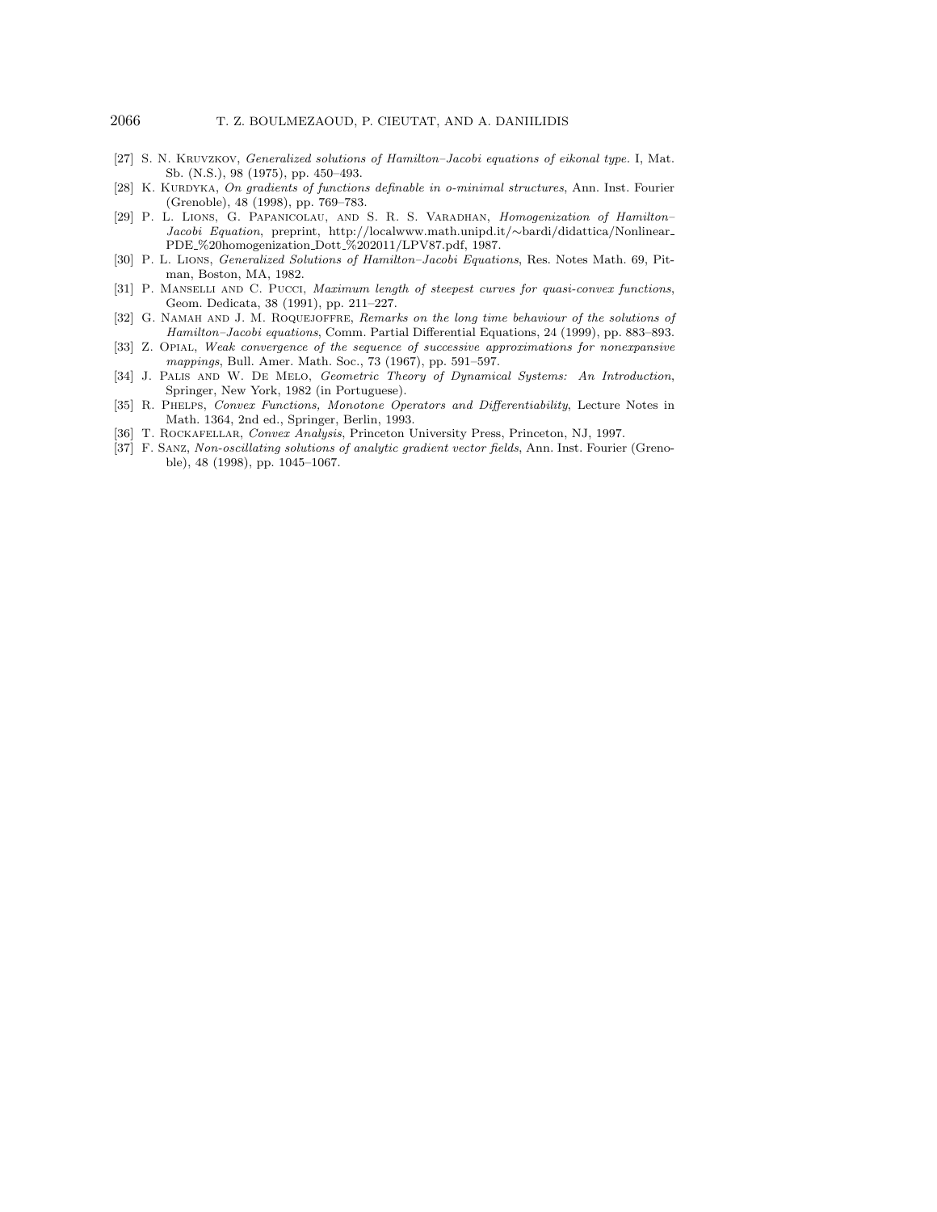[27] S. N. Kruvzkov, *Generalized solutions of Hamilton–Jacobi equations of eikonal type.* I, Mat. Sb. (N.S.), 98 (1975), pp. 450–493.

[28] K. Kurdyka, *On gradients of functions definable in o-minimal structures*, Ann. Inst. Fourier (Grenoble), 48 (1998), pp. 769–783.

[29] P. L. Lions, G. Papanicolau, and S. R. S. Varadhan, *Homogenization of Hamilton–Jacobi Equation*, preprint, http://localwww.math.unipd.it/∼bardi/didattica/Nonlinear_PDE_%20homogenization_Dott_%202011/LPV87.pdf, 1987.

[30] P. L. Lions, *Generalized Solutions of Hamilton–Jacobi Equations*, Res. Notes Math. 69, Pitman, Boston, MA, 1982.

[31] P. Manselli and C. Pucci, *Maximum length of steepest curves for quasi-convex functions*, Geom. Dedicata, 38 (1991), pp. 211–227.

[32] G. Namah and J. M. Roquejoffre, *Remarks on the long time behaviour of the solutions of Hamilton–Jacobi equations*, Comm. Partial Differential Equations, 24 (1999), pp. 883–893.

[33] Z. Opial, *Weak convergence of the sequence of successive approximations for nonexpansive mappings*, Bull. Amer. Math. Soc., 73 (1967), pp. 591–597.

[34] J. Palis and W. De Melo, *Geometric Theory of Dynamical Systems: An Introduction*, Springer, New York, 1982 (in Portuguese).

[35] R. Phelps, *Convex Functions, Monotone Operators and Differentiability*, Lecture Notes in Math. 1364, 2nd ed., Springer, Berlin, 1993.

[36] T. Rockafellar, *Convex Analysis*, Princeton University Press, Princeton, NJ, 1997.

[37] F. Sanz, *Non-oscillating solutions of analytic gradient vector fields*, Ann. Inst. Fourier (Grenoble), 48 (1998), pp. 1045–1067.